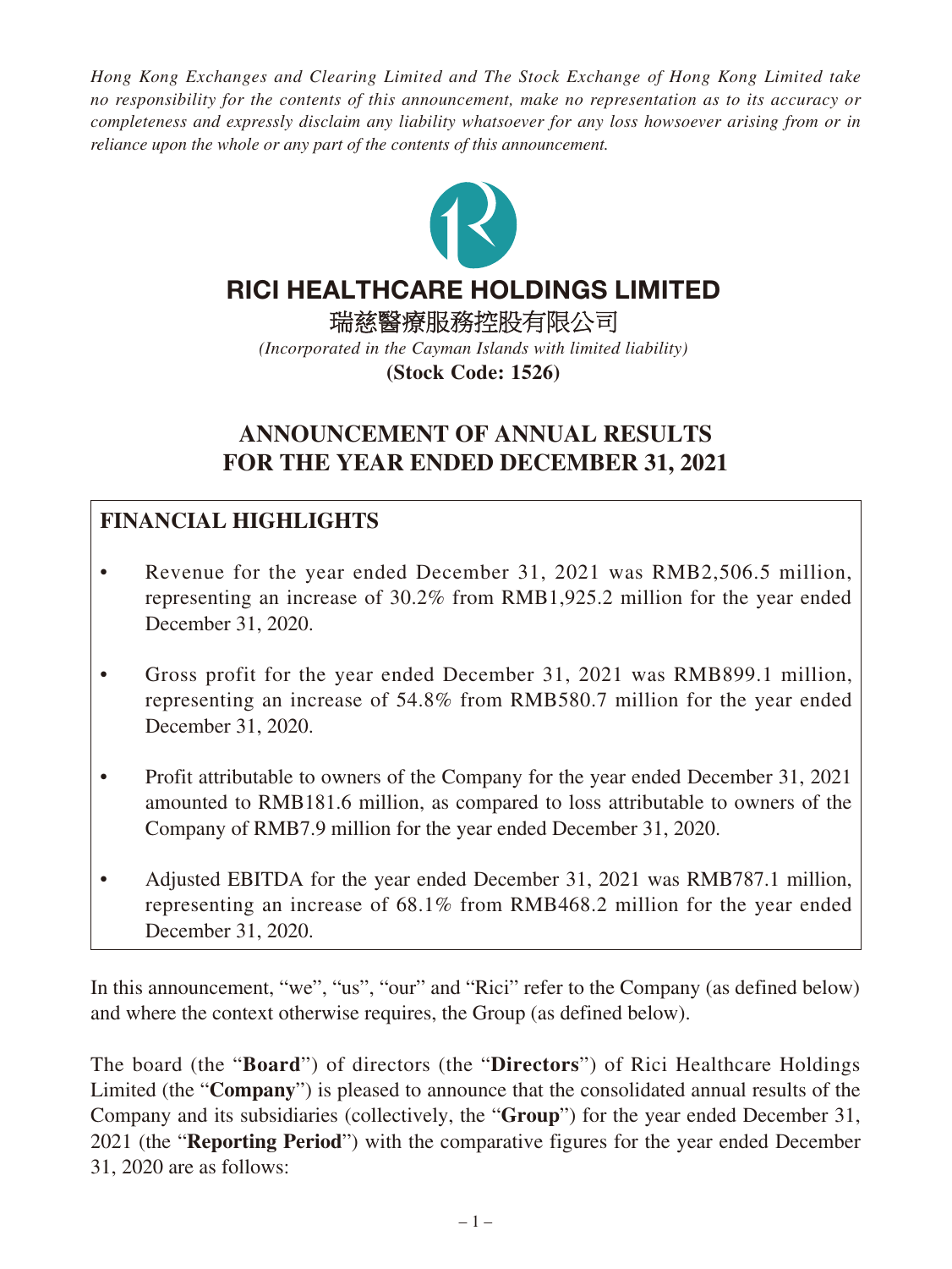*Hong Kong Exchanges and Clearing Limited and The Stock Exchange of Hong Kong Limited take no responsibility for the contents of this announcement, make no representation as to its accuracy or completeness and expressly disclaim any liability whatsoever for any loss howsoever arising from or in reliance upon the whole or any part of the contents of this announcement.*

# RICI HEALTHCARE HOLDINGS LIMITED

# 瑞慈醫療服務控股有限公司

*(Incorporated in the Cayman Islands with limited liability)*

**(Stock Code: 1526)**

## ANNOUNCEMENT OF ANNUAL RESULTS FOR THE YEAR ENDED DECEMBER 31, 2021

### FINANCIAL HIGHLIGHTS

- Revenue for the year ended December 31, 2021 was RMB2,506.5 million, representing an increase of 30.2% from RMB1,925.2 million for the year ended December 31, 2020.
- Gross profit for the year ended December 31, 2021 was RMB899.1 million, representing an increase of 54.8% from RMB580.7 million for the year ended December 31, 2020.
- Profit attributable to owners of the Company for the year ended December 31, 2021 amounted to RMB181.6 million, as compared to loss attributable to owners of the Company of RMB7.9 million for the year ended December 31, 2020.
- Adjusted EBITDA for the year ended December 31, 2021 was RMB787.1 million, representing an increase of 68.1% from RMB468.2 million for the year ended December 31, 2020.

In this announcement, "we", "us", "our" and "Rici" refer to the Company (as defined below) and where the context otherwise requires, the Group (as defined below).

The board (the "**Board**") of directors (the "**Directors**") of Rici Healthcare Holdings Limited (the "**Company**") is pleased to announce that the consolidated annual results of the Company and its subsidiaries (collectively, the "**Group**") for the year ended December 31, 2021 (the "**Reporting Period**") with the comparative figures for the year ended December 31, 2020 are as follows: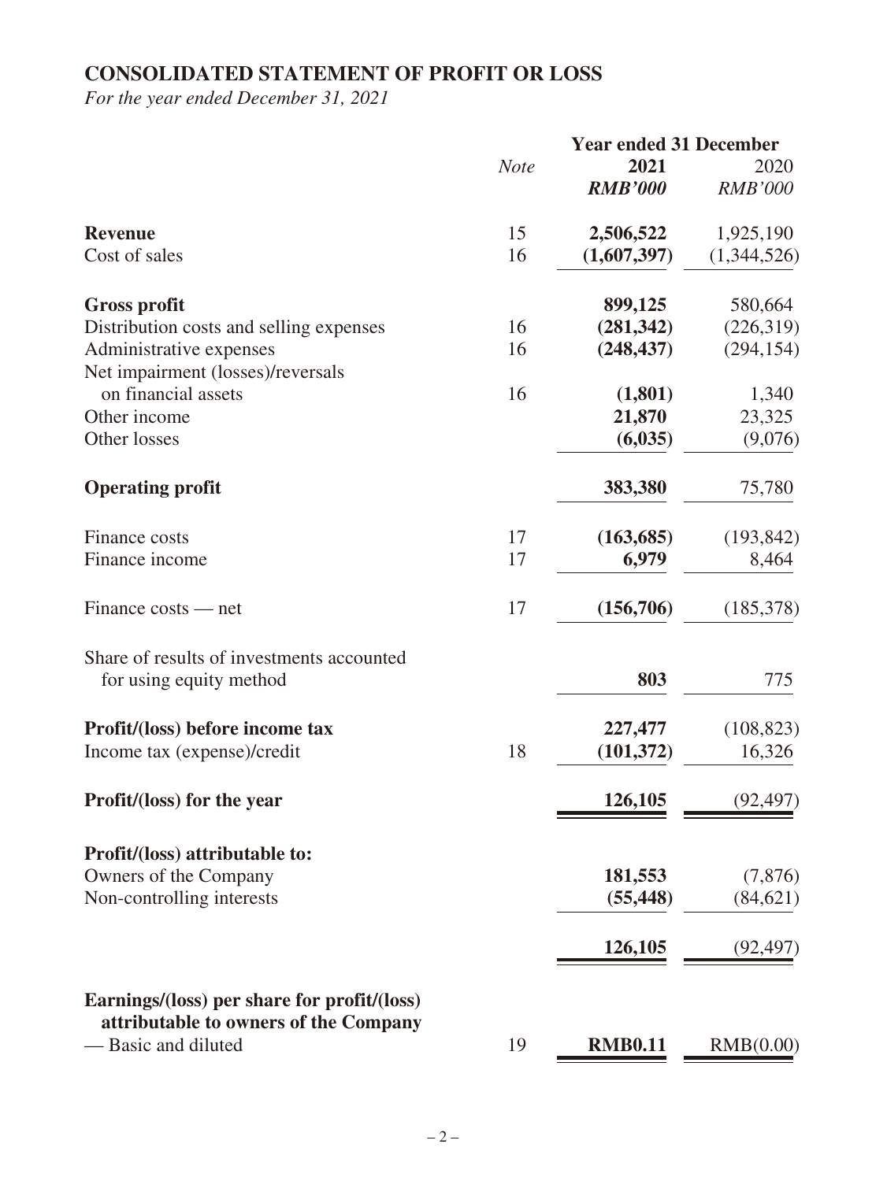# CONSOLIDATED STATEMENT OF PROFIT OR LOSS

*For the year ended December 31, 2021*

| | *Note* | **Year ended 31 December** | |
|---|---|---|---|
| | | **2021** | 2020 |
| | | ***RMB'000*** | *RMB'000* |
| **Revenue** | 15 | **2,506,522** | 1,925,190 |
| Cost of sales | 16 | **(1,607,397)** | (1,344,526) |
| **Gross profit** | | **899,125** | 580,664 |
| Distribution costs and selling expenses | 16 | **(281,342)** | (226,319) |
| Administrative expenses | 16 | **(248,437)** | (294,154) |
| Net impairment (losses)/reversals on financial assets | 16 | **(1,801)** | 1,340 |
| Other income | | **21,870** | 23,325 |
| Other losses | | **(6,035)** | (9,076) |
| **Operating profit** | | **383,380** | 75,780 |
| Finance costs | 17 | **(163,685)** | (193,842) |
| Finance income | 17 | **6,979** | 8,464 |
| Finance costs — net | 17 | **(156,706)** | (185,378) |
| Share of results of investments accounted for using equity method | | **803** | 775 |
| **Profit/(loss) before income tax** | | **227,477** | (108,823) |
| Income tax (expense)/credit | 18 | **(101,372)** | 16,326 |
| **Profit/(loss) for the year** | | **126,105** | (92,497) |
| **Profit/(loss) attributable to:** | | | |
| Owners of the Company | | **181,553** | (7,876) |
| Non-controlling interests | | **(55,448)** | (84,621) |
| | | **126,105** | (92,497) |
| **Earnings/(loss) per share for profit/(loss) attributable to owners of the Company** | | | |
| — Basic and diluted | 19 | **RMB0.11** | RMB(0.00) |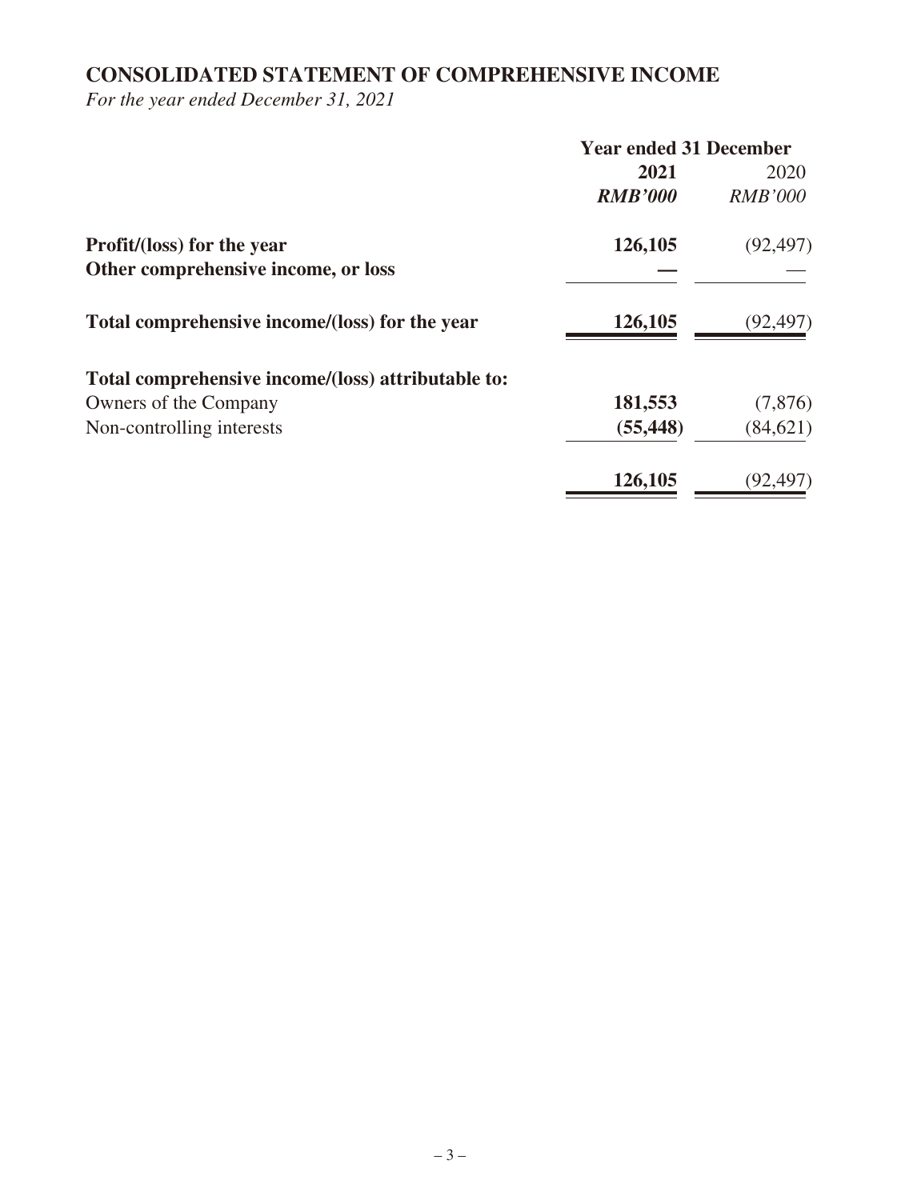## CONSOLIDATED STATEMENT OF COMPREHENSIVE INCOME

*For the year ended December 31, 2021*

| | Year ended 31 December | |
|---|---|---|
| | **2021** | 2020 |
| | ***RMB'000*** | *RMB'000* |
| **Profit/(loss) for the year** | **126,105** | (92,497) |
| **Other comprehensive income, or loss** | **—** | — |
| **Total comprehensive income/(loss) for the year** | **126,105** | (92,497) |
| **Total comprehensive income/(loss) attributable to:** | | |
| Owners of the Company | **181,553** | (7,876) |
| Non-controlling interests | **(55,448)** | (84,621) |
| | **126,105** | (92,497) |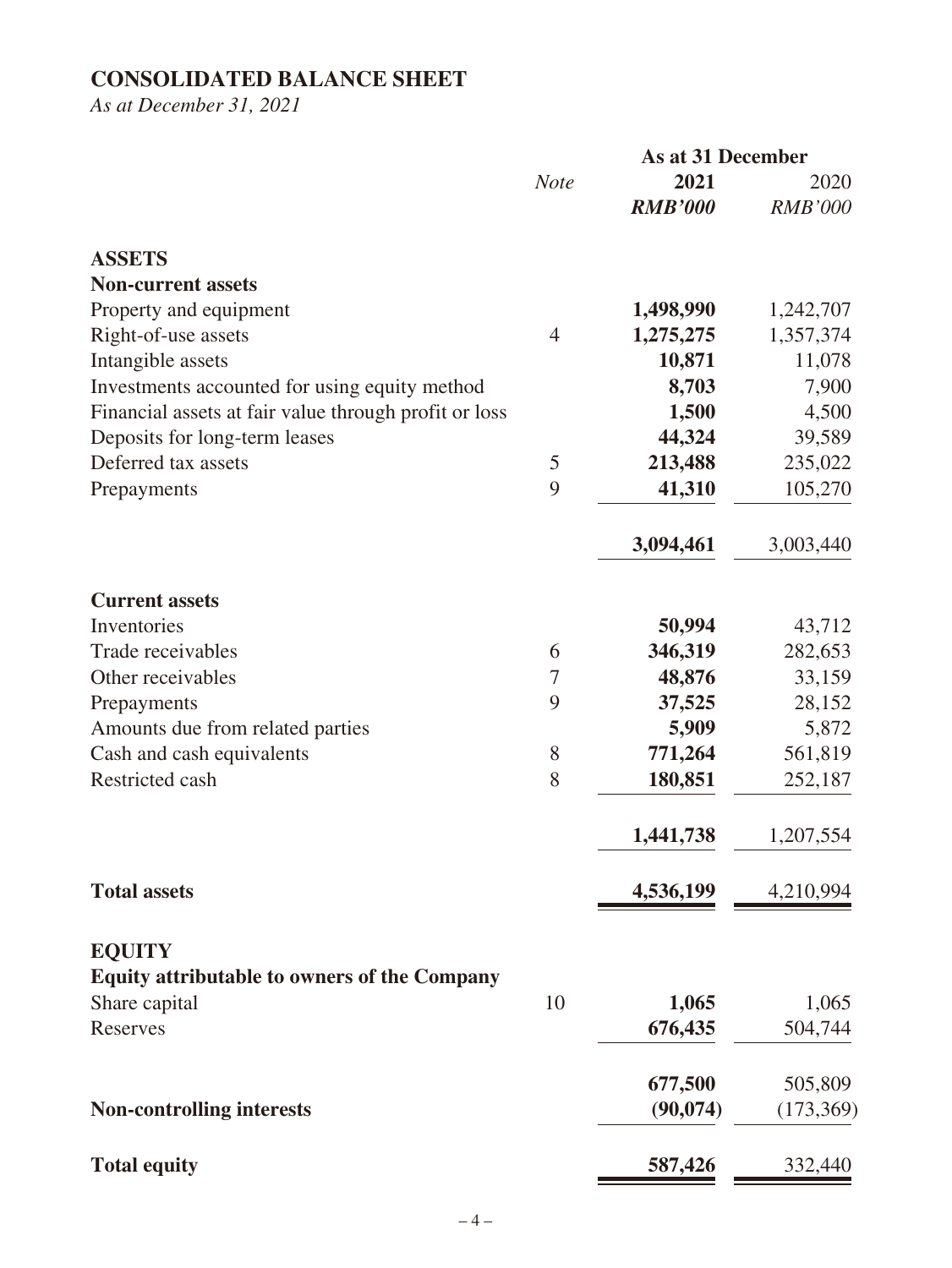# CONSOLIDATED BALANCE SHEET

*As at December 31, 2021*

| | *Note* | **As at 31 December** | |
|---|---|---|---|
| | | **2021** | 2020 |
| | | ***RMB'000*** | *RMB'000* |
| **ASSETS** | | | |
| **Non-current assets** | | | |
| Property and equipment | | **1,498,990** | 1,242,707 |
| Right-of-use assets | 4 | **1,275,275** | 1,357,374 |
| Intangible assets | | **10,871** | 11,078 |
| Investments accounted for using equity method | | **8,703** | 7,900 |
| Financial assets at fair value through profit or loss | | **1,500** | 4,500 |
| Deposits for long-term leases | | **44,324** | 39,589 |
| Deferred tax assets | 5 | **213,488** | 235,022 |
| Prepayments | 9 | **41,310** | 105,270 |
| | | **3,094,461** | 3,003,440 |
| **Current assets** | | | |
| Inventories | | **50,994** | 43,712 |
| Trade receivables | 6 | **346,319** | 282,653 |
| Other receivables | 7 | **48,876** | 33,159 |
| Prepayments | 9 | **37,525** | 28,152 |
| Amounts due from related parties | | **5,909** | 5,872 |
| Cash and cash equivalents | 8 | **771,264** | 561,819 |
| Restricted cash | 8 | **180,851** | 252,187 |
| | | **1,441,738** | 1,207,554 |
| **Total assets** | | **4,536,199** | 4,210,994 |
| **EQUITY** | | | |
| **Equity attributable to owners of the Company** | | | |
| Share capital | 10 | **1,065** | 1,065 |
| Reserves | | **676,435** | 504,744 |
| | | **677,500** | 505,809 |
| **Non-controlling interests** | | **(90,074)** | (173,369) |
| **Total equity** | | **587,426** | 332,440 |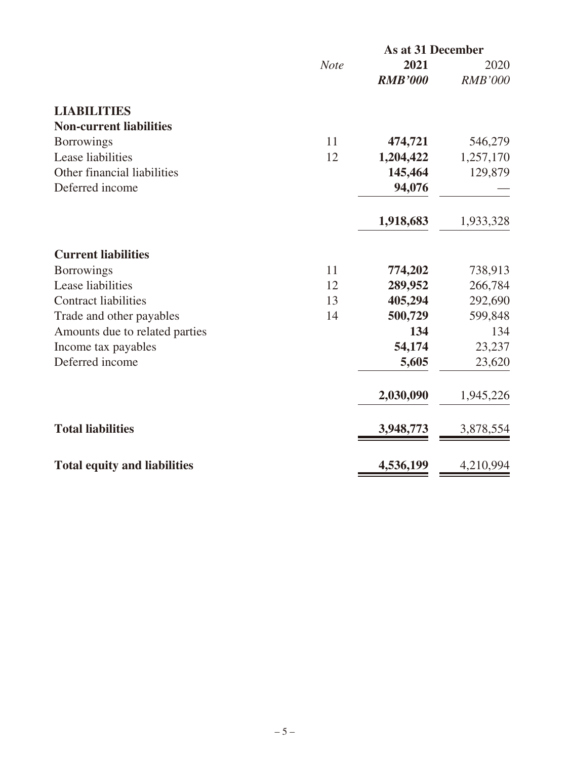| | Note | As at 31 December | |
|---|---|---|---|
| | | **2021** | 2020 |
| | | ***RMB'000*** | *RMB'000* |
| **LIABILITIES** | | | |
| **Non-current liabilities** | | | |
| Borrowings | 11 | **474,721** | 546,279 |
| Lease liabilities | 12 | **1,204,422** | 1,257,170 |
| Other financial liabilities | | **145,464** | 129,879 |
| Deferred income | | **94,076** | — |
| | | **1,918,683** | 1,933,328 |
| **Current liabilities** | | | |
| Borrowings | 11 | **774,202** | 738,913 |
| Lease liabilities | 12 | **289,952** | 266,784 |
| Contract liabilities | 13 | **405,294** | 292,690 |
| Trade and other payables | 14 | **500,729** | 599,848 |
| Amounts due to related parties | | **134** | 134 |
| Income tax payables | | **54,174** | 23,237 |
| Deferred income | | **5,605** | 23,620 |
| | | **2,030,090** | 1,945,226 |
| **Total liabilities** | | **3,948,773** | 3,878,554 |
| **Total equity and liabilities** | | **4,536,199** | 4,210,994 |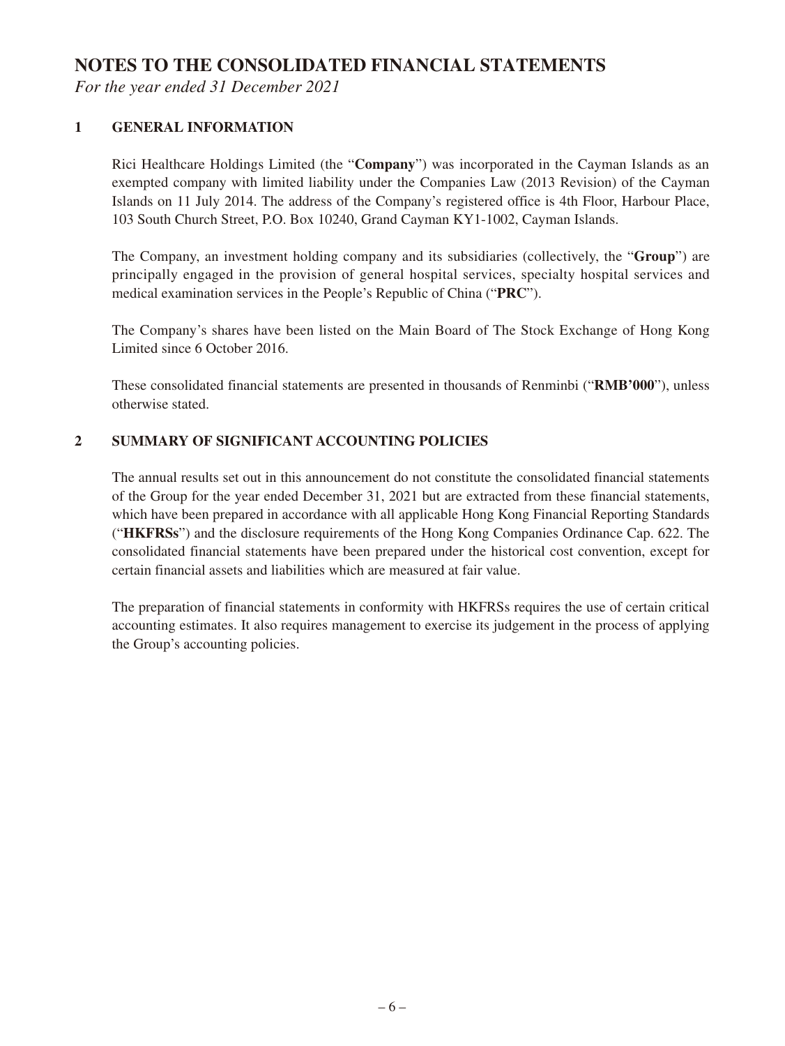# NOTES TO THE CONSOLIDATED FINANCIAL STATEMENTS

*For the year ended 31 December 2021*

## 1 GENERAL INFORMATION

Rici Healthcare Holdings Limited (the "**Company**") was incorporated in the Cayman Islands as an exempted company with limited liability under the Companies Law (2013 Revision) of the Cayman Islands on 11 July 2014. The address of the Company's registered office is 4th Floor, Harbour Place, 103 South Church Street, P.O. Box 10240, Grand Cayman KY1-1002, Cayman Islands.

The Company, an investment holding company and its subsidiaries (collectively, the "**Group**") are principally engaged in the provision of general hospital services, specialty hospital services and medical examination services in the People's Republic of China ("**PRC**").

The Company's shares have been listed on the Main Board of The Stock Exchange of Hong Kong Limited since 6 October 2016.

These consolidated financial statements are presented in thousands of Renminbi ("**RMB'000**"), unless otherwise stated.

## 2 SUMMARY OF SIGNIFICANT ACCOUNTING POLICIES

The annual results set out in this announcement do not constitute the consolidated financial statements of the Group for the year ended December 31, 2021 but are extracted from these financial statements, which have been prepared in accordance with all applicable Hong Kong Financial Reporting Standards ("**HKFRSs**") and the disclosure requirements of the Hong Kong Companies Ordinance Cap. 622. The consolidated financial statements have been prepared under the historical cost convention, except for certain financial assets and liabilities which are measured at fair value.

The preparation of financial statements in conformity with HKFRSs requires the use of certain critical accounting estimates. It also requires management to exercise its judgement in the process of applying the Group's accounting policies.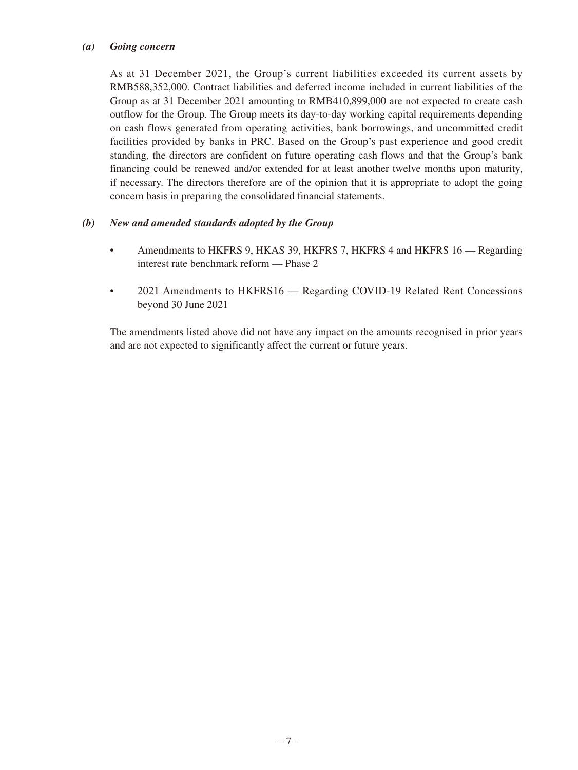*(a)* ***Going concern***

As at 31 December 2021, the Group's current liabilities exceeded its current assets by RMB588,352,000. Contract liabilities and deferred income included in current liabilities of the Group as at 31 December 2021 amounting to RMB410,899,000 are not expected to create cash outflow for the Group. The Group meets its day-to-day working capital requirements depending on cash flows generated from operating activities, bank borrowings, and uncommitted credit facilities provided by banks in PRC. Based on the Group's past experience and good credit standing, the directors are confident on future operating cash flows and that the Group's bank financing could be renewed and/or extended for at least another twelve months upon maturity, if necessary. The directors therefore are of the opinion that it is appropriate to adopt the going concern basis in preparing the consolidated financial statements.

*(b)* ***New and amended standards adopted by the Group***

- Amendments to HKFRS 9, HKAS 39, HKFRS 7, HKFRS 4 and HKFRS 16 — Regarding interest rate benchmark reform — Phase 2
- 2021 Amendments to HKFRS16 — Regarding COVID-19 Related Rent Concessions beyond 30 June 2021

The amendments listed above did not have any impact on the amounts recognised in prior years and are not expected to significantly affect the current or future years.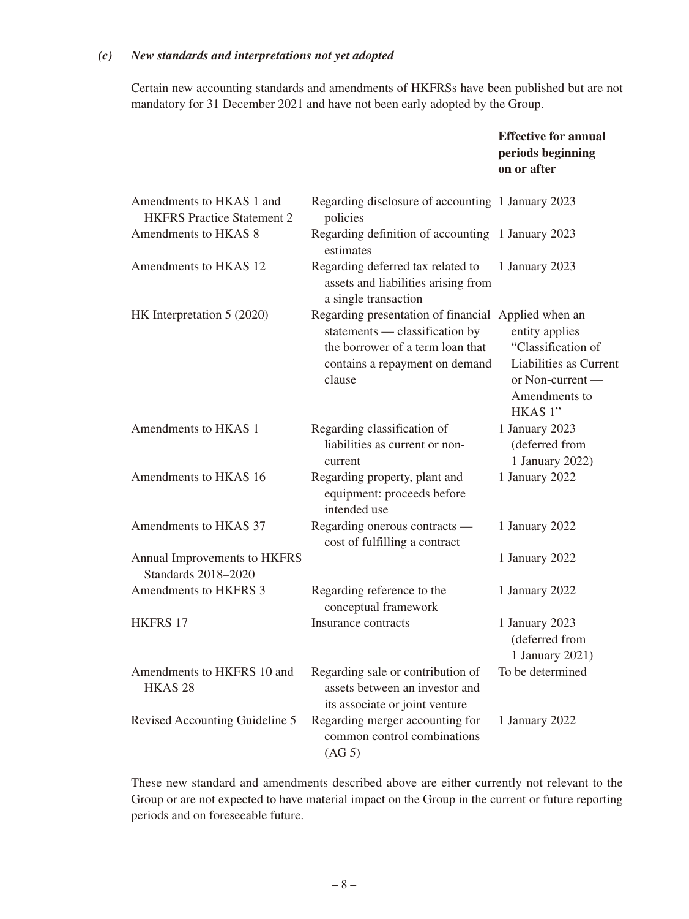### *(c) New standards and interpretations not yet adopted*

Certain new accounting standards and amendments of HKFRSs have been published but are not mandatory for 31 December 2021 and have not been early adopted by the Group.

| | | **Effective for annual periods beginning on or after** |
|---|---|---|
| Amendments to HKAS 1 and HKFRS Practice Statement 2 | Regarding disclosure of accounting policies | 1 January 2023 |
| Amendments to HKAS 8 | Regarding definition of accounting estimates | 1 January 2023 |
| Amendments to HKAS 12 | Regarding deferred tax related to assets and liabilities arising from a single transaction | 1 January 2023 |
| HK Interpretation 5 (2020) | Regarding presentation of financial statements — classification by the borrower of a term loan that contains a repayment on demand clause | Applied when an entity applies "Classification of Liabilities as Current or Non-current — Amendments to HKAS 1" |
| Amendments to HKAS 1 | Regarding classification of liabilities as current or non-current | 1 January 2023 (deferred from 1 January 2022) |
| Amendments to HKAS 16 | Regarding property, plant and equipment: proceeds before intended use | 1 January 2022 |
| Amendments to HKAS 37 | Regarding onerous contracts — cost of fulfilling a contract | 1 January 2022 |
| Annual Improvements to HKFRS Standards 2018–2020 | | 1 January 2022 |
| Amendments to HKFRS 3 | Regarding reference to the conceptual framework | 1 January 2022 |
| HKFRS 17 | Insurance contracts | 1 January 2023 (deferred from 1 January 2021) |
| Amendments to HKFRS 10 and HKAS 28 | Regarding sale or contribution of assets between an investor and its associate or joint venture | To be determined |
| Revised Accounting Guideline 5 | Regarding merger accounting for common control combinations (AG 5) | 1 January 2022 |

These new standard and amendments described above are either currently not relevant to the Group or are not expected to have material impact on the Group in the current or future reporting periods and on foreseeable future.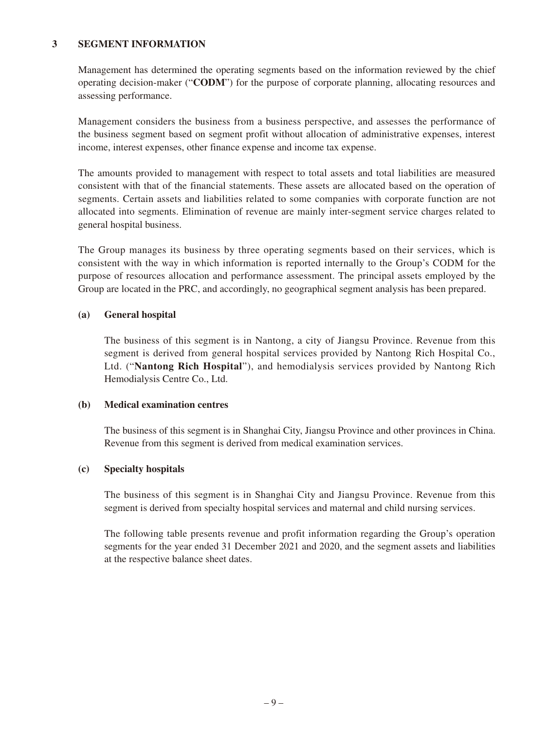## 3 SEGMENT INFORMATION

Management has determined the operating segments based on the information reviewed by the chief operating decision-maker ("**CODM**") for the purpose of corporate planning, allocating resources and assessing performance.

Management considers the business from a business perspective, and assesses the performance of the business segment based on segment profit without allocation of administrative expenses, interest income, interest expenses, other finance expense and income tax expense.

The amounts provided to management with respect to total assets and total liabilities are measured consistent with that of the financial statements. These assets are allocated based on the operation of segments. Certain assets and liabilities related to some companies with corporate function are not allocated into segments. Elimination of revenue are mainly inter-segment service charges related to general hospital business.

The Group manages its business by three operating segments based on their services, which is consistent with the way in which information is reported internally to the Group's CODM for the purpose of resources allocation and performance assessment. The principal assets employed by the Group are located in the PRC, and accordingly, no geographical segment analysis has been prepared.

### (a) General hospital

The business of this segment is in Nantong, a city of Jiangsu Province. Revenue from this segment is derived from general hospital services provided by Nantong Rich Hospital Co., Ltd. ("**Nantong Rich Hospital**"), and hemodialysis services provided by Nantong Rich Hemodialysis Centre Co., Ltd.

### (b) Medical examination centres

The business of this segment is in Shanghai City, Jiangsu Province and other provinces in China. Revenue from this segment is derived from medical examination services.

### (c) Specialty hospitals

The business of this segment is in Shanghai City and Jiangsu Province. Revenue from this segment is derived from specialty hospital services and maternal and child nursing services.

The following table presents revenue and profit information regarding the Group's operation segments for the year ended 31 December 2021 and 2020, and the segment assets and liabilities at the respective balance sheet dates.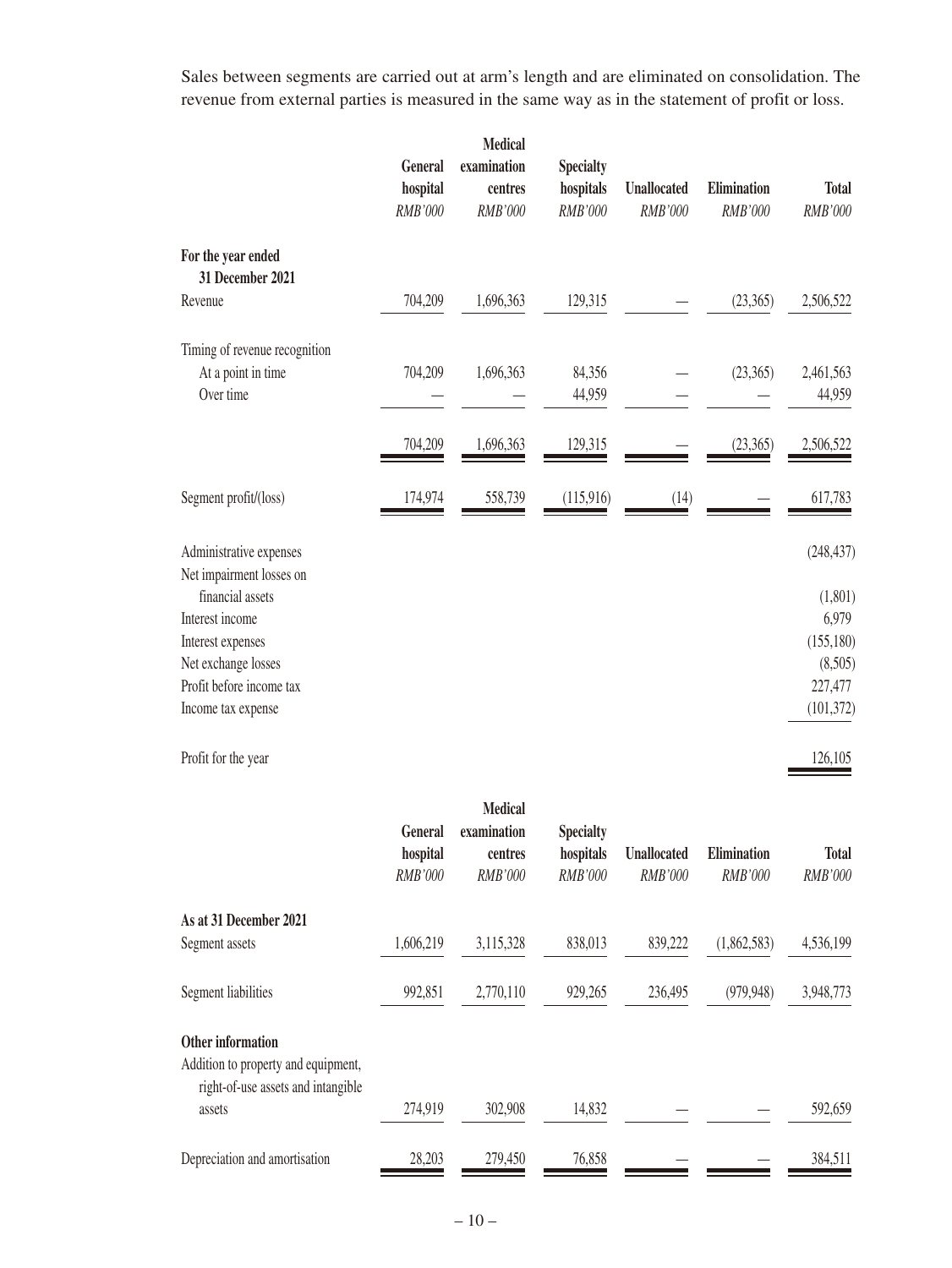Sales between segments are carried out at arm's length and are eliminated on consolidation. The revenue from external parties is measured in the same way as in the statement of profit or loss.

| | General hospital | Medical examination centres | Specialty hospitals | Unallocated | Elimination | Total |
|---|---|---|---|---|---|---|
| | *RMB'000* | *RMB'000* | *RMB'000* | *RMB'000* | *RMB'000* | *RMB'000* |
| **For the year ended 31 December 2021** | | | | | | |
| Revenue | 704,209 | 1,696,363 | 129,315 | — | (23,365) | 2,506,522 |
| Timing of revenue recognition | | | | | | |
| At a point in time | 704,209 | 1,696,363 | 84,356 | — | (23,365) | 2,461,563 |
| Over time | — | — | 44,959 | — | — | 44,959 |
| | 704,209 | 1,696,363 | 129,315 | — | (23,365) | 2,506,522 |
| Segment profit/(loss) | 174,974 | 558,739 | (115,916) | (14) | — | 617,783 |
| Administrative expenses | | | | | | (248,437) |
| Net impairment losses on financial assets | | | | | | (1,801) |
| Interest income | | | | | | 6,979 |
| Interest expenses | | | | | | (155,180) |
| Net exchange losses | | | | | | (8,505) |
| Profit before income tax | | | | | | 227,477 |
| Income tax expense | | | | | | (101,372) |
| Profit for the year | | | | | | 126,105 |

| | General hospital | Medical examination centres | Specialty hospitals | Unallocated | Elimination | Total |
|---|---|---|---|---|---|---|
| | *RMB'000* | *RMB'000* | *RMB'000* | *RMB'000* | *RMB'000* | *RMB'000* |
| **As at 31 December 2021** | | | | | | |
| Segment assets | 1,606,219 | 3,115,328 | 838,013 | 839,222 | (1,862,583) | 4,536,199 |
| Segment liabilities | 992,851 | 2,770,110 | 929,265 | 236,495 | (979,948) | 3,948,773 |
| **Other information** | | | | | | |
| Addition to property and equipment, right-of-use assets and intangible assets | 274,919 | 302,908 | 14,832 | — | — | 592,659 |
| Depreciation and amortisation | 28,203 | 279,450 | 76,858 | — | — | 384,511 |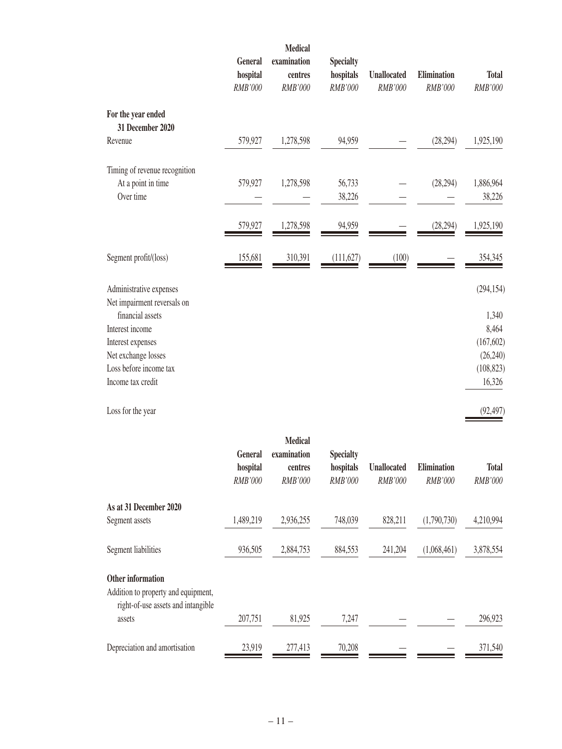| | General hospital | Medical examination centres | Specialty hospitals | Unallocated | Elimination | Total |
|---|---|---|---|---|---|---|
| | *RMB'000* | *RMB'000* | *RMB'000* | *RMB'000* | *RMB'000* | *RMB'000* |
| **For the year ended 31 December 2020** | | | | | | |
| Revenue | 579,927 | 1,278,598 | 94,959 | — | (28,294) | 1,925,190 |
| Timing of revenue recognition | | | | | | |
| At a point in time | 579,927 | 1,278,598 | 56,733 | — | (28,294) | 1,886,964 |
| Over time | — | — | 38,226 | — | — | 38,226 |
| | 579,927 | 1,278,598 | 94,959 | — | (28,294) | 1,925,190 |
| Segment profit/(loss) | 155,681 | 310,391 | (111,627) | (100) | — | 354,345 |
| Administrative expenses | | | | | | (294,154) |
| Net impairment reversals on financial assets | | | | | | 1,340 |
| Interest income | | | | | | 8,464 |
| Interest expenses | | | | | | (167,602) |
| Net exchange losses | | | | | | (26,240) |
| Loss before income tax | | | | | | (108,823) |
| Income tax credit | | | | | | 16,326 |
| Loss for the year | | | | | | (92,497) |

| | General hospital | Medical examination centres | Specialty hospitals | Unallocated | Elimination | Total |
|---|---|---|---|---|---|---|
| | *RMB'000* | *RMB'000* | *RMB'000* | *RMB'000* | *RMB'000* | *RMB'000* |
| **As at 31 December 2020** | | | | | | |
| Segment assets | 1,489,219 | 2,936,255 | 748,039 | 828,211 | (1,790,730) | 4,210,994 |
| Segment liabilities | 936,505 | 2,884,753 | 884,553 | 241,204 | (1,068,461) | 3,878,554 |
| **Other information** | | | | | | |
| Addition to property and equipment, right-of-use assets and intangible assets | 207,751 | 81,925 | 7,247 | — | — | 296,923 |
| Depreciation and amortisation | 23,919 | 277,413 | 70,208 | — | — | 371,540 |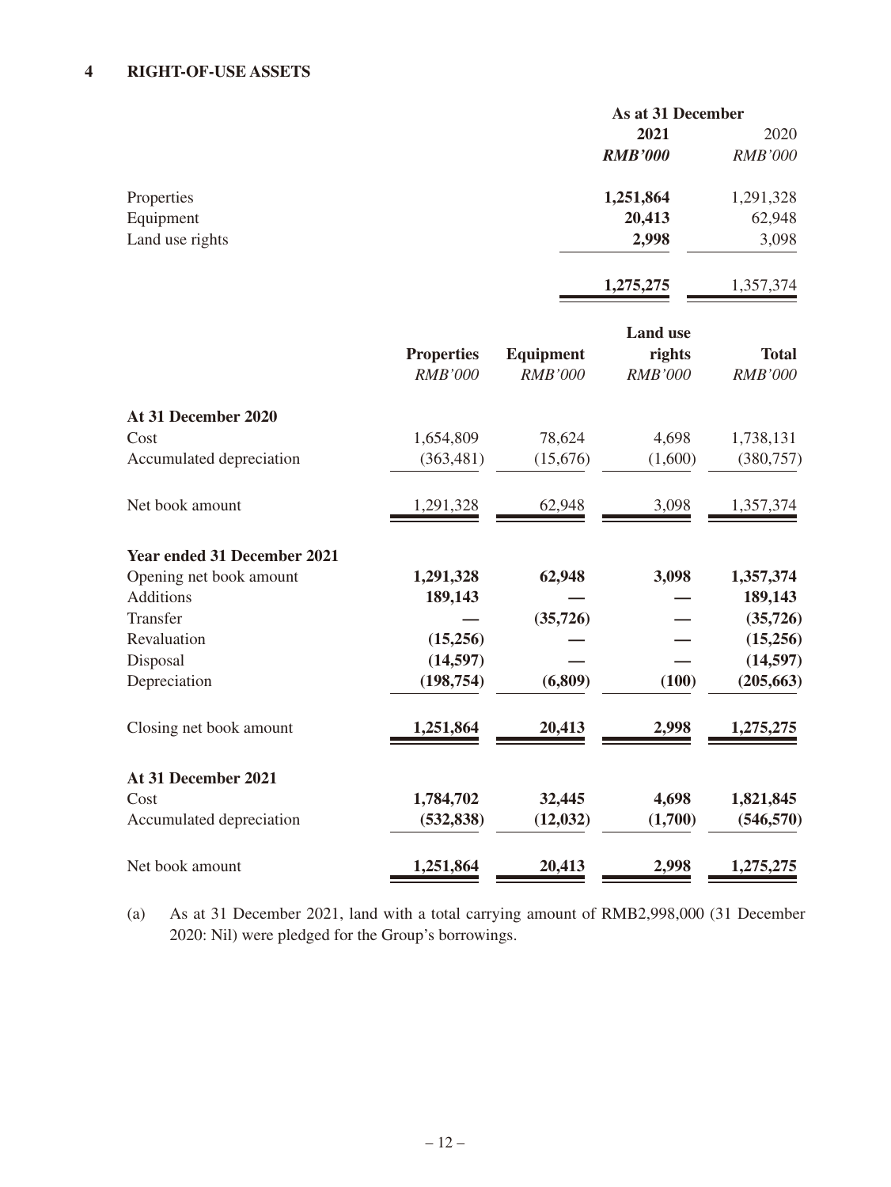## 4 RIGHT-OF-USE ASSETS

| | As at 31 December | |
|---|---|---|
| | **2021** | 2020 |
| | ***RMB'000*** | *RMB'000* |
| Properties | **1,251,864** | 1,291,328 |
| Equipment | **20,413** | 62,948 |
| Land use rights | **2,998** | 3,098 |
| | **1,275,275** | 1,357,374 |

| | Properties | Equipment | Land use rights | Total |
|---|---|---|---|---|
| | *RMB'000* | *RMB'000* | *RMB'000* | *RMB'000* |
| **At 31 December 2020** | | | | |
| Cost | 1,654,809 | 78,624 | 4,698 | 1,738,131 |
| Accumulated depreciation | (363,481) | (15,676) | (1,600) | (380,757) |
| Net book amount | 1,291,328 | 62,948 | 3,098 | 1,357,374 |
| **Year ended 31 December 2021** | | | | |
| Opening net book amount | **1,291,328** | **62,948** | **3,098** | **1,357,374** |
| Additions | **189,143** | **—** | **—** | **189,143** |
| Transfer | **—** | **(35,726)** | **—** | **(35,726)** |
| Revaluation | **(15,256)** | **—** | **—** | **(15,256)** |
| Disposal | **(14,597)** | **—** | **—** | **(14,597)** |
| Depreciation | **(198,754)** | **(6,809)** | **(100)** | **(205,663)** |
| Closing net book amount | **1,251,864** | **20,413** | **2,998** | **1,275,275** |
| **At 31 December 2021** | | | | |
| Cost | **1,784,702** | **32,445** | **4,698** | **1,821,845** |
| Accumulated depreciation | **(532,838)** | **(12,032)** | **(1,700)** | **(546,570)** |
| Net book amount | **1,251,864** | **20,413** | **2,998** | **1,275,275** |

(a) As at 31 December 2021, land with a total carrying amount of RMB2,998,000 (31 December 2020: Nil) were pledged for the Group's borrowings.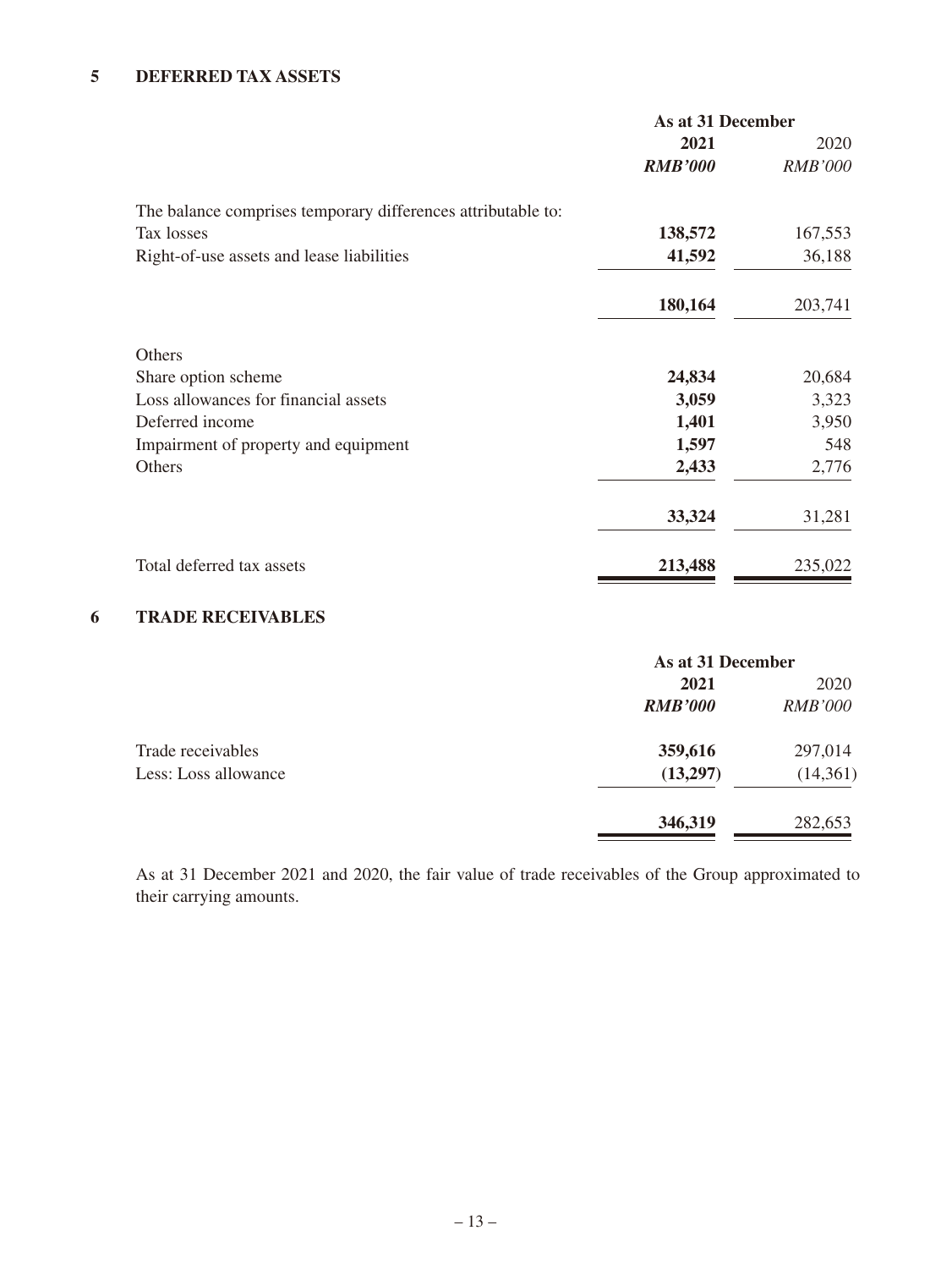## 5 DEFERRED TAX ASSETS

| | As at 31 December | |
|---|---|---|
| | **2021** | 2020 |
| | ***RMB'000*** | *RMB'000* |
| The balance comprises temporary differences attributable to: | | |
| Tax losses | **138,572** | 167,553 |
| Right-of-use assets and lease liabilities | **41,592** | 36,188 |
| | **180,164** | 203,741 |
| Others | | |
| Share option scheme | **24,834** | 20,684 |
| Loss allowances for financial assets | **3,059** | 3,323 |
| Deferred income | **1,401** | 3,950 |
| Impairment of property and equipment | **1,597** | 548 |
| Others | **2,433** | 2,776 |
| | **33,324** | 31,281 |
| Total deferred tax assets | **213,488** | 235,022 |

## 6 TRADE RECEIVABLES

| | As at 31 December | |
|---|---|---|
| | **2021** | 2020 |
| | ***RMB'000*** | *RMB'000* |
| Trade receivables | **359,616** | 297,014 |
| Less: Loss allowance | **(13,297)** | (14,361) |
| | **346,319** | 282,653 |

As at 31 December 2021 and 2020, the fair value of trade receivables of the Group approximated to their carrying amounts.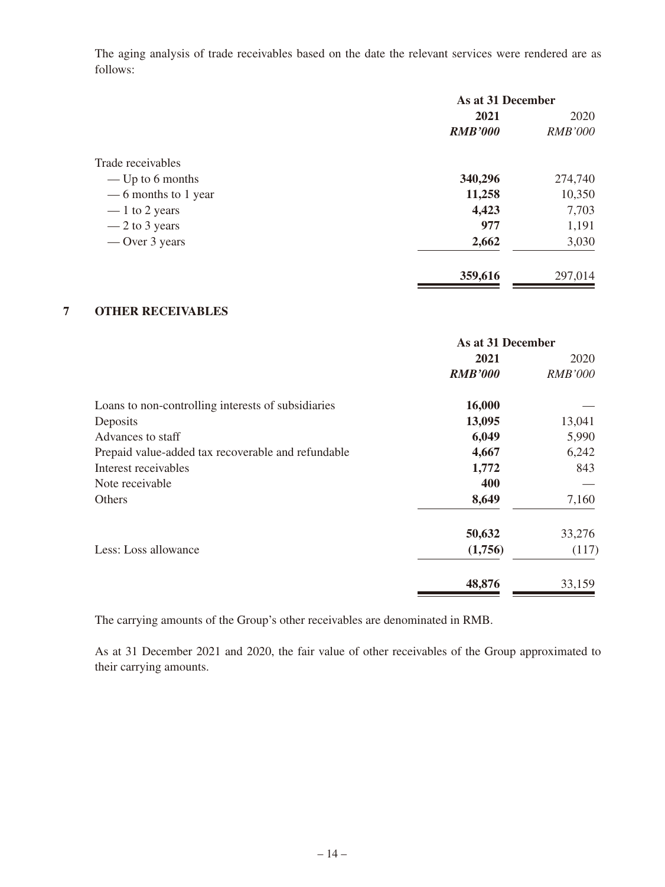The aging analysis of trade receivables based on the date the relevant services were rendered are as follows:

| | As at 31 December | |
|---|---|---|
| | **2021** | 2020 |
| | ***RMB'000*** | *RMB'000* |
| Trade receivables | | |
| — Up to 6 months | **340,296** | 274,740 |
| — 6 months to 1 year | **11,258** | 10,350 |
| — 1 to 2 years | **4,423** | 7,703 |
| — 2 to 3 years | **977** | 1,191 |
| — Over 3 years | **2,662** | 3,030 |
| | **359,616** | 297,014 |

## 7 OTHER RECEIVABLES

| | As at 31 December | |
|---|---|---|
| | **2021** | 2020 |
| | ***RMB'000*** | *RMB'000* |
| Loans to non-controlling interests of subsidiaries | **16,000** | — |
| Deposits | **13,095** | 13,041 |
| Advances to staff | **6,049** | 5,990 |
| Prepaid value-added tax recoverable and refundable | **4,667** | 6,242 |
| Interest receivables | **1,772** | 843 |
| Note receivable | **400** | — |
| Others | **8,649** | 7,160 |
| | **50,632** | 33,276 |
| Less: Loss allowance | **(1,756)** | (117) |
| | **48,876** | 33,159 |

The carrying amounts of the Group's other receivables are denominated in RMB.

As at 31 December 2021 and 2020, the fair value of other receivables of the Group approximated to their carrying amounts.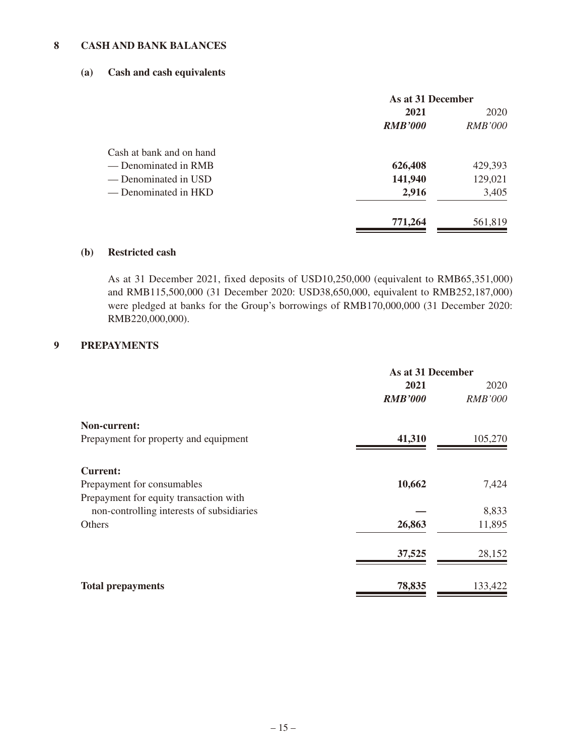## 8 CASH AND BANK BALANCES

### (a) Cash and cash equivalents

| | As at 31 December | |
|---|---|---|
| | **2021** | 2020 |
| | ***RMB'000*** | *RMB'000* |
| Cash at bank and on hand | | |
| — Denominated in RMB | **626,408** | 429,393 |
| — Denominated in USD | **141,940** | 129,021 |
| — Denominated in HKD | **2,916** | 3,405 |
| | **771,264** | 561,819 |

### (b) Restricted cash

As at 31 December 2021, fixed deposits of USD10,250,000 (equivalent to RMB65,351,000) and RMB115,500,000 (31 December 2020: USD38,650,000, equivalent to RMB252,187,000) were pledged at banks for the Group's borrowings of RMB170,000,000 (31 December 2020: RMB220,000,000).

## 9 PREPAYMENTS

| | As at 31 December | |
|---|---|---|
| | **2021** | 2020 |
| | ***RMB'000*** | *RMB'000* |
| **Non-current:** | | |
| Prepayment for property and equipment | **41,310** | 105,270 |
| **Current:** | | |
| Prepayment for consumables | **10,662** | 7,424 |
| Prepayment for equity transaction with non-controlling interests of subsidiaries | **—** | 8,833 |
| Others | **26,863** | 11,895 |
| | **37,525** | 28,152 |
| **Total prepayments** | **78,835** | 133,422 |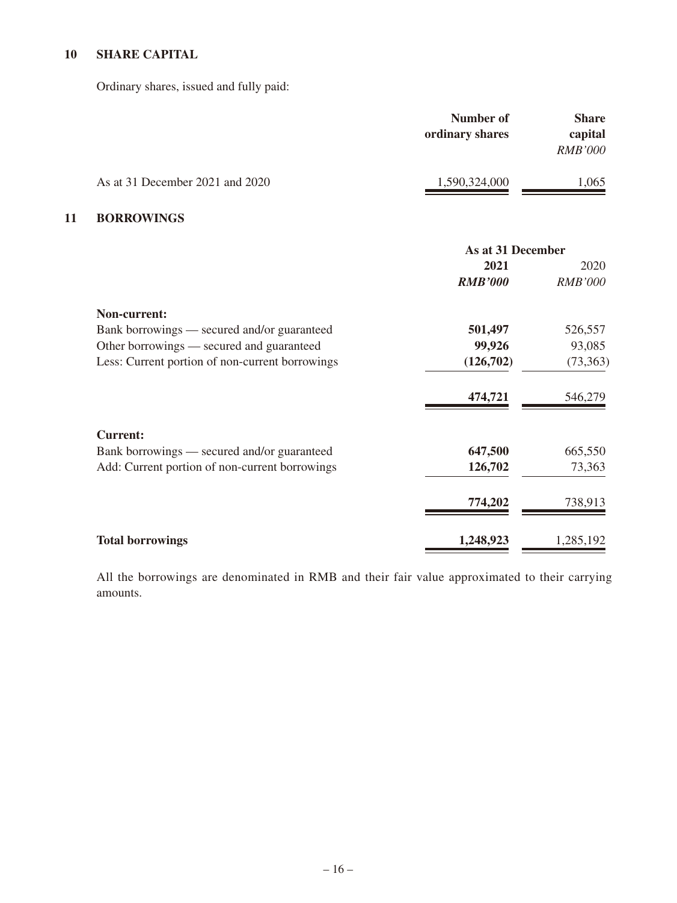## 10 SHARE CAPITAL

Ordinary shares, issued and fully paid:

| | Number of ordinary shares | Share capital |
|---|---|---|
| | | *RMB'000* |
| As at 31 December 2021 and 2020 | 1,590,324,000 | 1,065 |

## 11 BORROWINGS

| | As at 31 December | |
|---|---|---|
| | **2021** | 2020 |
| | ***RMB'000*** | *RMB'000* |
| **Non-current:** | | |
| Bank borrowings — secured and/or guaranteed | **501,497** | 526,557 |
| Other borrowings — secured and guaranteed | **99,926** | 93,085 |
| Less: Current portion of non-current borrowings | **(126,702)** | (73,363) |
| | **474,721** | 546,279 |
| **Current:** | | |
| Bank borrowings — secured and/or guaranteed | **647,500** | 665,550 |
| Add: Current portion of non-current borrowings | **126,702** | 73,363 |
| | **774,202** | 738,913 |
| **Total borrowings** | **1,248,923** | 1,285,192 |

All the borrowings are denominated in RMB and their fair value approximated to their carrying amounts.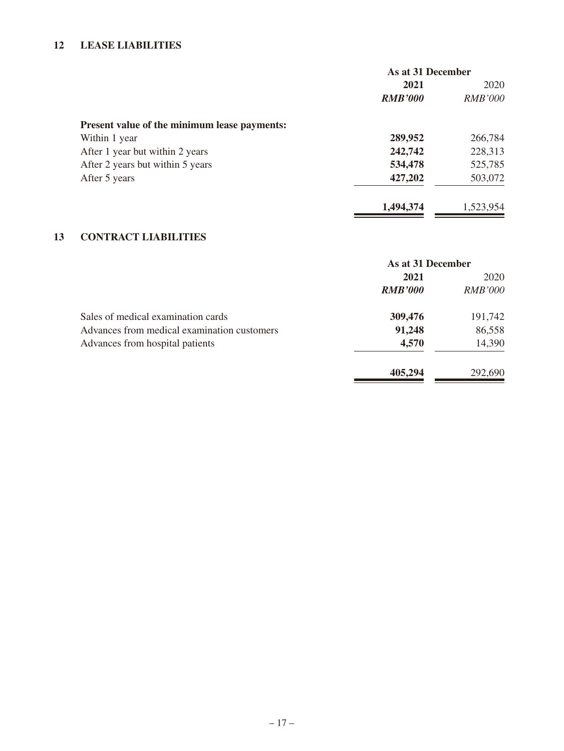## 12 LEASE LIABILITIES

| | As at 31 December | |
|---|---|---|
| | **2021** | 2020 |
| | ***RMB'000*** | *RMB'000* |
| **Present value of the minimum lease payments:** | | |
| Within 1 year | **289,952** | 266,784 |
| After 1 year but within 2 years | **242,742** | 228,313 |
| After 2 years but within 5 years | **534,478** | 525,785 |
| After 5 years | **427,202** | 503,072 |
| | **1,494,374** | 1,523,954 |

## 13 CONTRACT LIABILITIES

| | As at 31 December | |
|---|---|---|
| | **2021** | 2020 |
| | ***RMB'000*** | *RMB'000* |
| Sales of medical examination cards | **309,476** | 191,742 |
| Advances from medical examination customers | **91,248** | 86,558 |
| Advances from hospital patients | **4,570** | 14,390 |
| | **405,294** | 292,690 |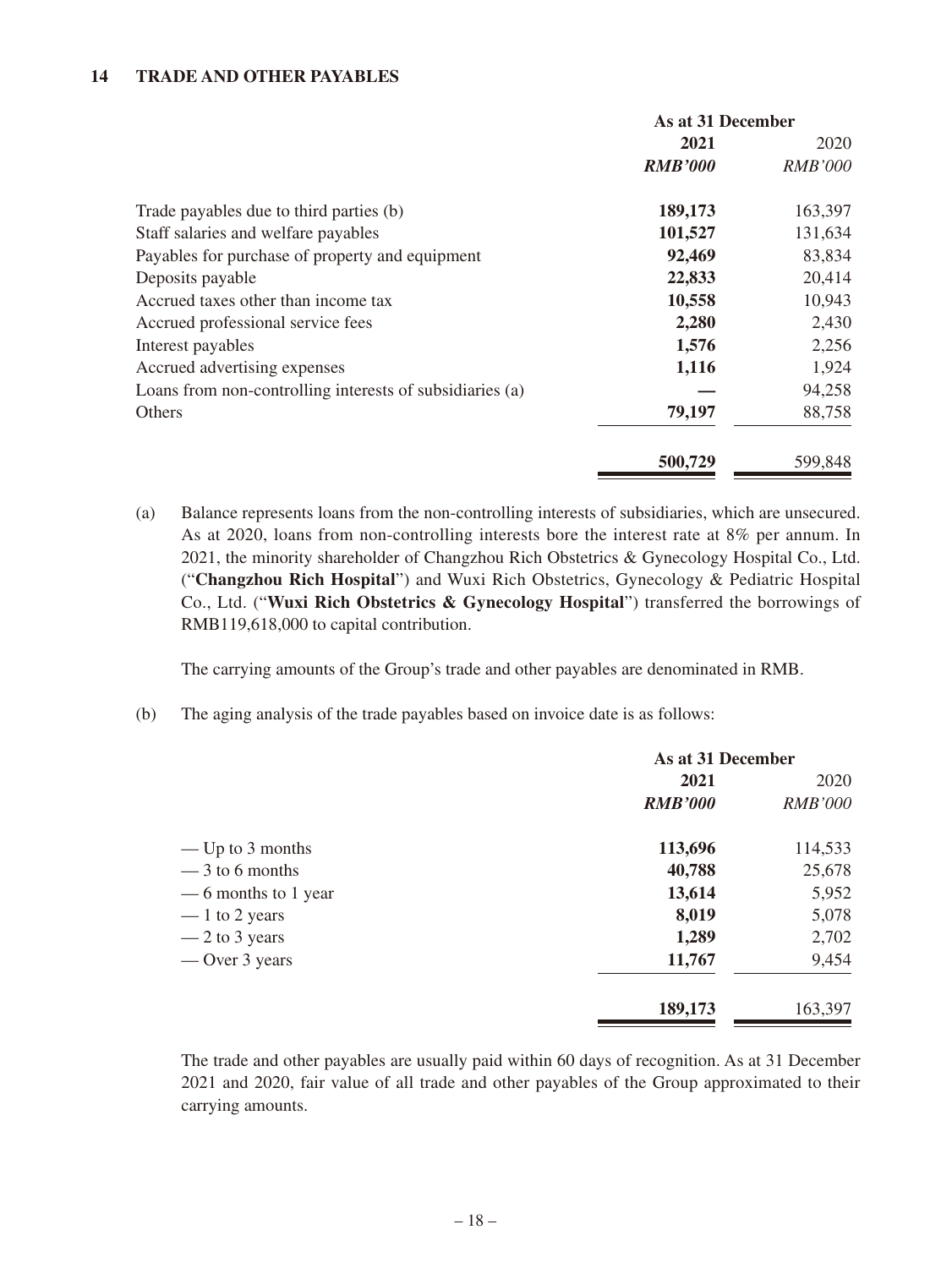## 14 TRADE AND OTHER PAYABLES

| | As at 31 December | |
|---|---|---|
| | **2021** | 2020 |
| | ***RMB'000*** | *RMB'000* |
| Trade payables due to third parties (b) | **189,173** | 163,397 |
| Staff salaries and welfare payables | **101,527** | 131,634 |
| Payables for purchase of property and equipment | **92,469** | 83,834 |
| Deposits payable | **22,833** | 20,414 |
| Accrued taxes other than income tax | **10,558** | 10,943 |
| Accrued professional service fees | **2,280** | 2,430 |
| Interest payables | **1,576** | 2,256 |
| Accrued advertising expenses | **1,116** | 1,924 |
| Loans from non-controlling interests of subsidiaries (a) | **—** | 94,258 |
| Others | **79,197** | 88,758 |
| | **500,729** | 599,848 |

(a) Balance represents loans from the non-controlling interests of subsidiaries, which are unsecured. As at 2020, loans from non-controlling interests bore the interest rate at 8% per annum. In 2021, the minority shareholder of Changzhou Rich Obstetrics & Gynecology Hospital Co., Ltd. ("**Changzhou Rich Hospital**") and Wuxi Rich Obstetrics, Gynecology & Pediatric Hospital Co., Ltd. ("**Wuxi Rich Obstetrics & Gynecology Hospital**") transferred the borrowings of RMB119,618,000 to capital contribution.

The carrying amounts of the Group's trade and other payables are denominated in RMB.

(b) The aging analysis of the trade payables based on invoice date is as follows:

| | As at 31 December | |
|---|---|---|
| | **2021** | 2020 |
| | ***RMB'000*** | *RMB'000* |
| — Up to 3 months | **113,696** | 114,533 |
| — 3 to 6 months | **40,788** | 25,678 |
| — 6 months to 1 year | **13,614** | 5,952 |
| — 1 to 2 years | **8,019** | 5,078 |
| — 2 to 3 years | **1,289** | 2,702 |
| — Over 3 years | **11,767** | 9,454 |
| | **189,173** | 163,397 |

The trade and other payables are usually paid within 60 days of recognition. As at 31 December 2021 and 2020, fair value of all trade and other payables of the Group approximated to their carrying amounts.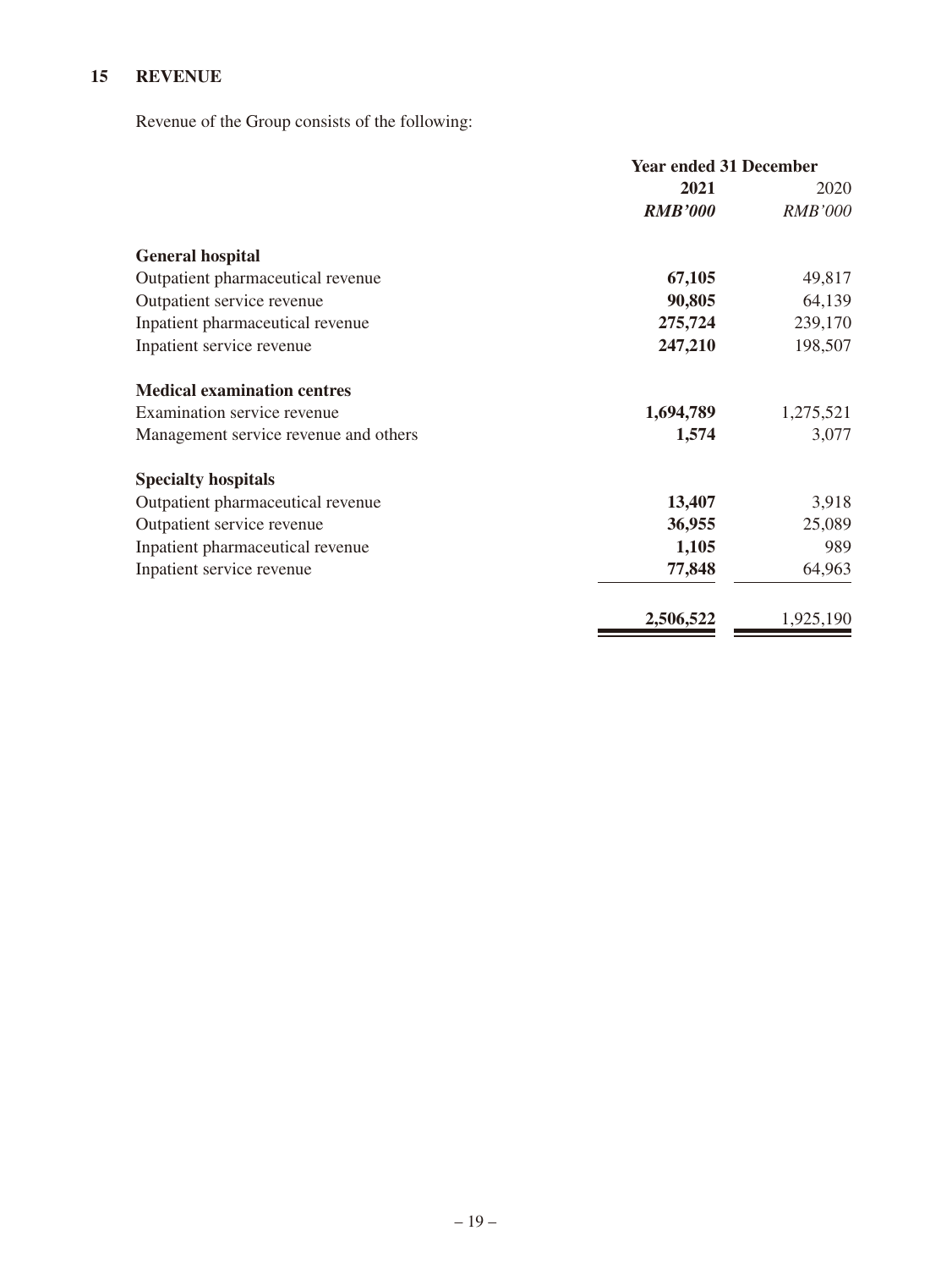## 15 REVENUE

Revenue of the Group consists of the following:

| | Year ended 31 December | |
|---|---|---|
| | **2021** | 2020 |
| | ***RMB'000*** | *RMB'000* |
| **General hospital** | | |
| Outpatient pharmaceutical revenue | **67,105** | 49,817 |
| Outpatient service revenue | **90,805** | 64,139 |
| Inpatient pharmaceutical revenue | **275,724** | 239,170 |
| Inpatient service revenue | **247,210** | 198,507 |
| **Medical examination centres** | | |
| Examination service revenue | **1,694,789** | 1,275,521 |
| Management service revenue and others | **1,574** | 3,077 |
| **Specialty hospitals** | | |
| Outpatient pharmaceutical revenue | **13,407** | 3,918 |
| Outpatient service revenue | **36,955** | 25,089 |
| Inpatient pharmaceutical revenue | **1,105** | 989 |
| Inpatient service revenue | **77,848** | 64,963 |
| | **2,506,522** | 1,925,190 |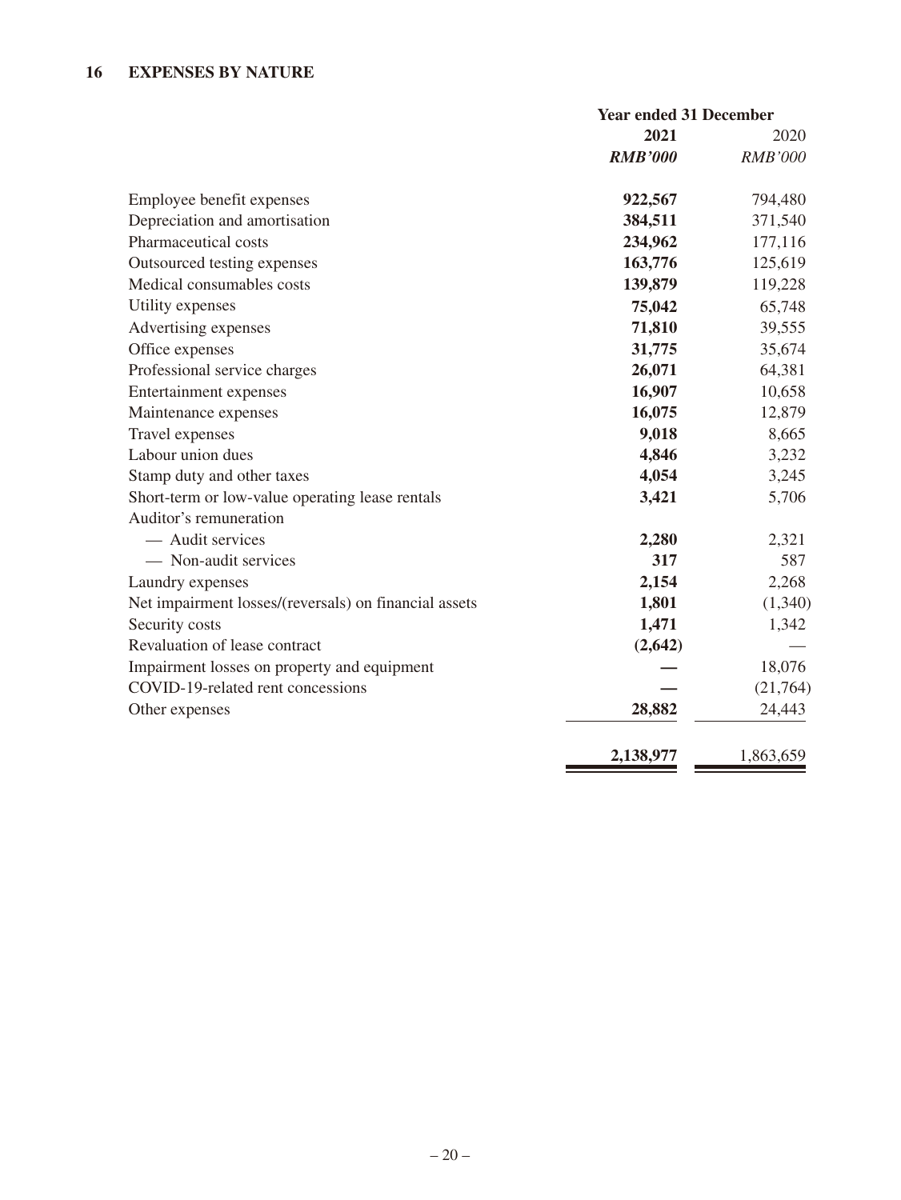## 16 EXPENSES BY NATURE

| | Year ended 31 December | |
|---|---|---|
| | **2021** | 2020 |
| | ***RMB'000*** | *RMB'000* |
| Employee benefit expenses | **922,567** | 794,480 |
| Depreciation and amortisation | **384,511** | 371,540 |
| Pharmaceutical costs | **234,962** | 177,116 |
| Outsourced testing expenses | **163,776** | 125,619 |
| Medical consumables costs | **139,879** | 119,228 |
| Utility expenses | **75,042** | 65,748 |
| Advertising expenses | **71,810** | 39,555 |
| Office expenses | **31,775** | 35,674 |
| Professional service charges | **26,071** | 64,381 |
| Entertainment expenses | **16,907** | 10,658 |
| Maintenance expenses | **16,075** | 12,879 |
| Travel expenses | **9,018** | 8,665 |
| Labour union dues | **4,846** | 3,232 |
| Stamp duty and other taxes | **4,054** | 3,245 |
| Short-term or low-value operating lease rentals | **3,421** | 5,706 |
| Auditor's remuneration | | |
| — Audit services | **2,280** | 2,321 |
| — Non-audit services | **317** | 587 |
| Laundry expenses | **2,154** | 2,268 |
| Net impairment losses/(reversals) on financial assets | **1,801** | (1,340) |
| Security costs | **1,471** | 1,342 |
| Revaluation of lease contract | **(2,642)** | — |
| Impairment losses on property and equipment | **—** | 18,076 |
| COVID-19-related rent concessions | **—** | (21,764) |
| Other expenses | **28,882** | 24,443 |
| | **2,138,977** | 1,863,659 |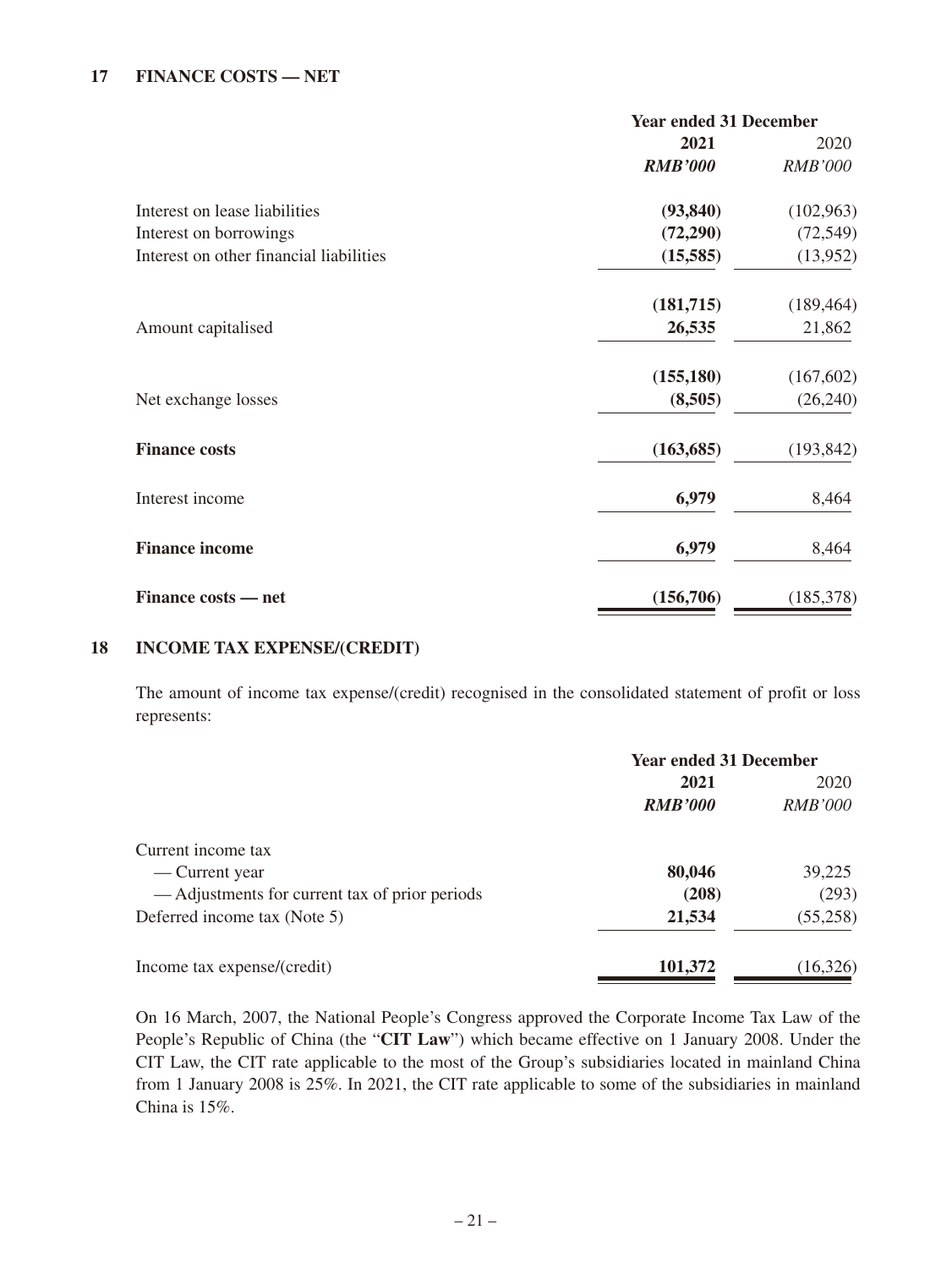## 17 FINANCE COSTS — NET

| | Year ended 31 December | |
|---|---|---|
| | **2021** | 2020 |
| | ***RMB'000*** | *RMB'000* |
| Interest on lease liabilities | **(93,840)** | (102,963) |
| Interest on borrowings | **(72,290)** | (72,549) |
| Interest on other financial liabilities | **(15,585)** | (13,952) |
| | **(181,715)** | (189,464) |
| Amount capitalised | **26,535** | 21,862 |
| | **(155,180)** | (167,602) |
| Net exchange losses | **(8,505)** | (26,240) |
| **Finance costs** | **(163,685)** | (193,842) |
| Interest income | **6,979** | 8,464 |
| **Finance income** | **6,979** | 8,464 |
| **Finance costs — net** | **(156,706)** | (185,378) |

## 18 INCOME TAX EXPENSE/(CREDIT)

The amount of income tax expense/(credit) recognised in the consolidated statement of profit or loss represents:

| | Year ended 31 December | |
|---|---|---|
| | **2021** | 2020 |
| | ***RMB'000*** | *RMB'000* |
| Current income tax | | |
| — Current year | **80,046** | 39,225 |
| — Adjustments for current tax of prior periods | **(208)** | (293) |
| Deferred income tax (Note 5) | **21,534** | (55,258) |
| Income tax expense/(credit) | **101,372** | (16,326) |

On 16 March, 2007, the National People's Congress approved the Corporate Income Tax Law of the People's Republic of China (the "**CIT Law**") which became effective on 1 January 2008. Under the CIT Law, the CIT rate applicable to the most of the Group's subsidiaries located in mainland China from 1 January 2008 is 25%. In 2021, the CIT rate applicable to some of the subsidiaries in mainland China is 15%.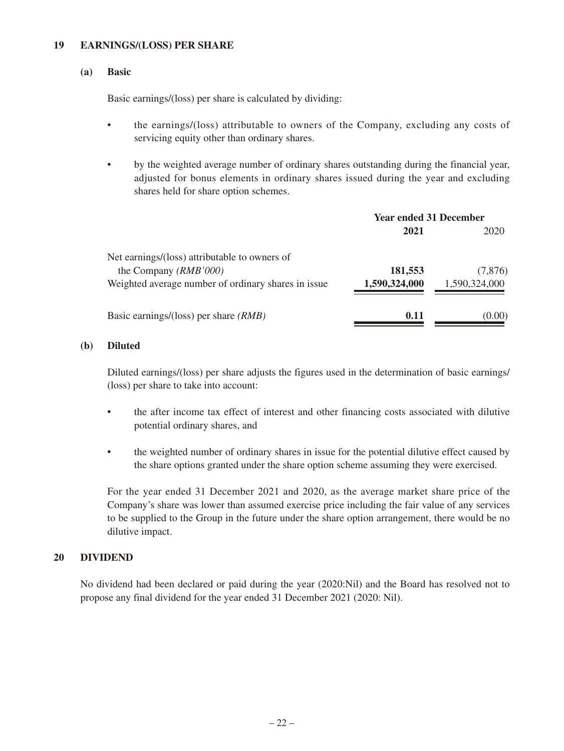## 19 EARNINGS/(LOSS) PER SHARE

### (a) Basic

Basic earnings/(loss) per share is calculated by dividing:

- the earnings/(loss) attributable to owners of the Company, excluding any costs of servicing equity other than ordinary shares.
- by the weighted average number of ordinary shares outstanding during the financial year, adjusted for bonus elements in ordinary shares issued during the year and excluding shares held for share option schemes.

| | Year ended 31 December | |
|---|---|---|
| | **2021** | 2020 |
| Net earnings/(loss) attributable to owners of the Company *(RMB'000)* | **181,553** | (7,876) |
| Weighted average number of ordinary shares in issue | **1,590,324,000** | 1,590,324,000 |
| Basic earnings/(loss) per share *(RMB)* | **0.11** | (0.00) |

### (b) Diluted

Diluted earnings/(loss) per share adjusts the figures used in the determination of basic earnings/(loss) per share to take into account:

- the after income tax effect of interest and other financing costs associated with dilutive potential ordinary shares, and
- the weighted number of ordinary shares in issue for the potential dilutive effect caused by the share options granted under the share option scheme assuming they were exercised.

For the year ended 31 December 2021 and 2020, as the average market share price of the Company's share was lower than assumed exercise price including the fair value of any services to be supplied to the Group in the future under the share option arrangement, there would be no dilutive impact.

## 20 DIVIDEND

No dividend had been declared or paid during the year (2020:Nil) and the Board has resolved not to propose any final dividend for the year ended 31 December 2021 (2020: Nil).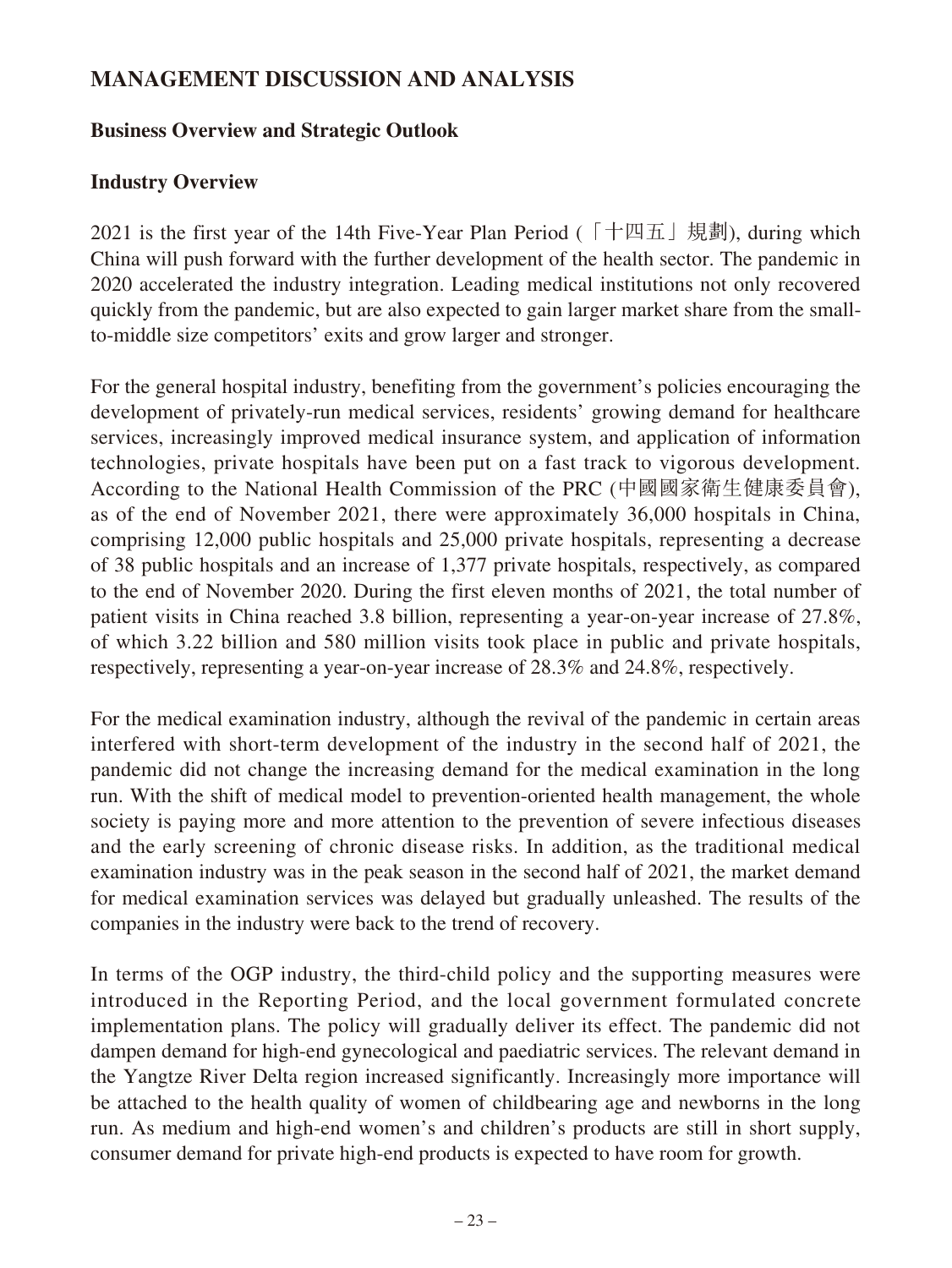## MANAGEMENT DISCUSSION AND ANALYSIS

### Business Overview and Strategic Outlook

### Industry Overview

2021 is the first year of the 14th Five-Year Plan Period (「十四五」規劃), during which China will push forward with the further development of the health sector. The pandemic in 2020 accelerated the industry integration. Leading medical institutions not only recovered quickly from the pandemic, but are also expected to gain larger market share from the small-to-middle size competitors' exits and grow larger and stronger.

For the general hospital industry, benefiting from the government's policies encouraging the development of privately-run medical services, residents' growing demand for healthcare services, increasingly improved medical insurance system, and application of information technologies, private hospitals have been put on a fast track to vigorous development. According to the National Health Commission of the PRC (中國國家衛生健康委員會), as of the end of November 2021, there were approximately 36,000 hospitals in China, comprising 12,000 public hospitals and 25,000 private hospitals, representing a decrease of 38 public hospitals and an increase of 1,377 private hospitals, respectively, as compared to the end of November 2020. During the first eleven months of 2021, the total number of patient visits in China reached 3.8 billion, representing a year-on-year increase of 27.8%, of which 3.22 billion and 580 million visits took place in public and private hospitals, respectively, representing a year-on-year increase of 28.3% and 24.8%, respectively.

For the medical examination industry, although the revival of the pandemic in certain areas interfered with short-term development of the industry in the second half of 2021, the pandemic did not change the increasing demand for the medical examination in the long run. With the shift of medical model to prevention-oriented health management, the whole society is paying more and more attention to the prevention of severe infectious diseases and the early screening of chronic disease risks. In addition, as the traditional medical examination industry was in the peak season in the second half of 2021, the market demand for medical examination services was delayed but gradually unleashed. The results of the companies in the industry were back to the trend of recovery.

In terms of the OGP industry, the third-child policy and the supporting measures were introduced in the Reporting Period, and the local government formulated concrete implementation plans. The policy will gradually deliver its effect. The pandemic did not dampen demand for high-end gynecological and paediatric services. The relevant demand in the Yangtze River Delta region increased significantly. Increasingly more importance will be attached to the health quality of women of childbearing age and newborns in the long run. As medium and high-end women's and children's products are still in short supply, consumer demand for private high-end products is expected to have room for growth.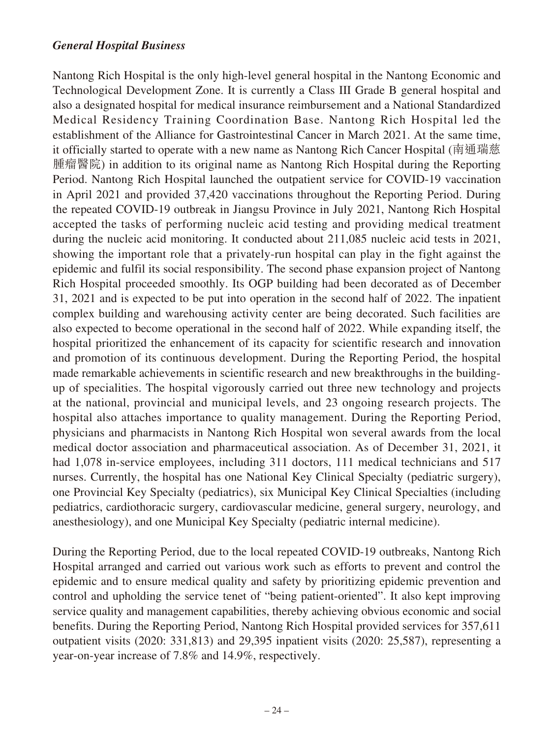***General Hospital Business***

Nantong Rich Hospital is the only high-level general hospital in the Nantong Economic and Technological Development Zone. It is currently a Class III Grade B general hospital and also a designated hospital for medical insurance reimbursement and a National Standardized Medical Residency Training Coordination Base. Nantong Rich Hospital led the establishment of the Alliance for Gastrointestinal Cancer in March 2021. At the same time, it officially started to operate with a new name as Nantong Rich Cancer Hospital (南通瑞慈腫瘤醫院) in addition to its original name as Nantong Rich Hospital during the Reporting Period. Nantong Rich Hospital launched the outpatient service for COVID-19 vaccination in April 2021 and provided 37,420 vaccinations throughout the Reporting Period. During the repeated COVID-19 outbreak in Jiangsu Province in July 2021, Nantong Rich Hospital accepted the tasks of performing nucleic acid testing and providing medical treatment during the nucleic acid monitoring. It conducted about 211,085 nucleic acid tests in 2021, showing the important role that a privately-run hospital can play in the fight against the epidemic and fulfil its social responsibility. The second phase expansion project of Nantong Rich Hospital proceeded smoothly. Its OGP building had been decorated as of December 31, 2021 and is expected to be put into operation in the second half of 2022. The inpatient complex building and warehousing activity center are being decorated. Such facilities are also expected to become operational in the second half of 2022. While expanding itself, the hospital prioritized the enhancement of its capacity for scientific research and innovation and promotion of its continuous development. During the Reporting Period, the hospital made remarkable achievements in scientific research and new breakthroughs in the building-up of specialities. The hospital vigorously carried out three new technology and projects at the national, provincial and municipal levels, and 23 ongoing research projects. The hospital also attaches importance to quality management. During the Reporting Period, physicians and pharmacists in Nantong Rich Hospital won several awards from the local medical doctor association and pharmaceutical association. As of December 31, 2021, it had 1,078 in-service employees, including 311 doctors, 111 medical technicians and 517 nurses. Currently, the hospital has one National Key Clinical Specialty (pediatric surgery), one Provincial Key Specialty (pediatrics), six Municipal Key Clinical Specialties (including pediatrics, cardiothoracic surgery, cardiovascular medicine, general surgery, neurology, and anesthesiology), and one Municipal Key Specialty (pediatric internal medicine).

During the Reporting Period, due to the local repeated COVID-19 outbreaks, Nantong Rich Hospital arranged and carried out various work such as efforts to prevent and control the epidemic and to ensure medical quality and safety by prioritizing epidemic prevention and control and upholding the service tenet of "being patient-oriented". It also kept improving service quality and management capabilities, thereby achieving obvious economic and social benefits. During the Reporting Period, Nantong Rich Hospital provided services for 357,611 outpatient visits (2020: 331,813) and 29,395 inpatient visits (2020: 25,587), representing a year-on-year increase of 7.8% and 14.9%, respectively.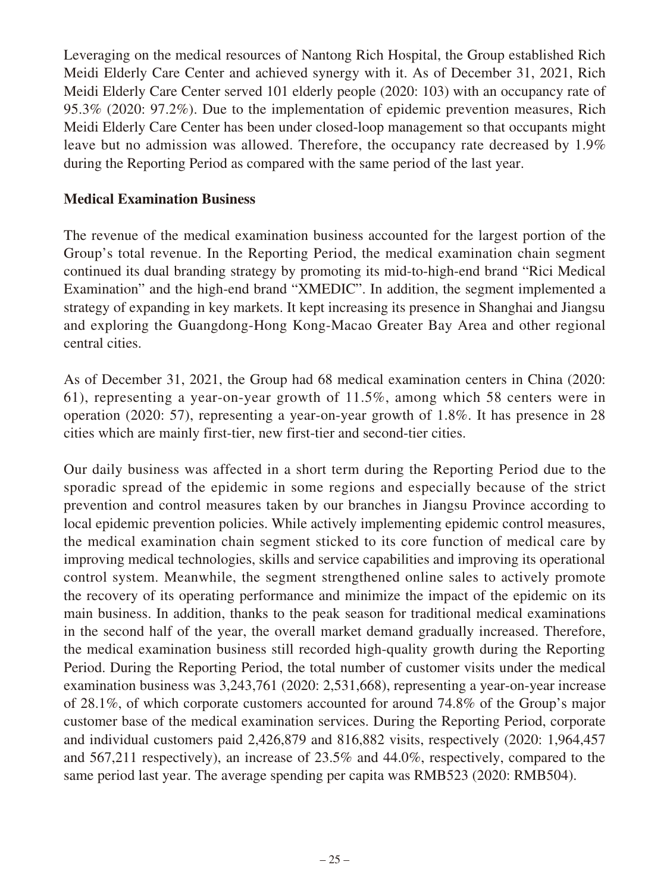Leveraging on the medical resources of Nantong Rich Hospital, the Group established Rich Meidi Elderly Care Center and achieved synergy with it. As of December 31, 2021, Rich Meidi Elderly Care Center served 101 elderly people (2020: 103) with an occupancy rate of 95.3% (2020: 97.2%). Due to the implementation of epidemic prevention measures, Rich Meidi Elderly Care Center has been under closed-loop management so that occupants might leave but no admission was allowed. Therefore, the occupancy rate decreased by 1.9% during the Reporting Period as compared with the same period of the last year.

**Medical Examination Business**

The revenue of the medical examination business accounted for the largest portion of the Group's total revenue. In the Reporting Period, the medical examination chain segment continued its dual branding strategy by promoting its mid-to-high-end brand "Rici Medical Examination" and the high-end brand "XMEDIC". In addition, the segment implemented a strategy of expanding in key markets. It kept increasing its presence in Shanghai and Jiangsu and exploring the Guangdong-Hong Kong-Macao Greater Bay Area and other regional central cities.

As of December 31, 2021, the Group had 68 medical examination centers in China (2020: 61), representing a year-on-year growth of 11.5%, among which 58 centers were in operation (2020: 57), representing a year-on-year growth of 1.8%. It has presence in 28 cities which are mainly first-tier, new first-tier and second-tier cities.

Our daily business was affected in a short term during the Reporting Period due to the sporadic spread of the epidemic in some regions and especially because of the strict prevention and control measures taken by our branches in Jiangsu Province according to local epidemic prevention policies. While actively implementing epidemic control measures, the medical examination chain segment sticked to its core function of medical care by improving medical technologies, skills and service capabilities and improving its operational control system. Meanwhile, the segment strengthened online sales to actively promote the recovery of its operating performance and minimize the impact of the epidemic on its main business. In addition, thanks to the peak season for traditional medical examinations in the second half of the year, the overall market demand gradually increased. Therefore, the medical examination business still recorded high-quality growth during the Reporting Period. During the Reporting Period, the total number of customer visits under the medical examination business was 3,243,761 (2020: 2,531,668), representing a year-on-year increase of 28.1%, of which corporate customers accounted for around 74.8% of the Group's major customer base of the medical examination services. During the Reporting Period, corporate and individual customers paid 2,426,879 and 816,882 visits, respectively (2020: 1,964,457 and 567,211 respectively), an increase of 23.5% and 44.0%, respectively, compared to the same period last year. The average spending per capita was RMB523 (2020: RMB504).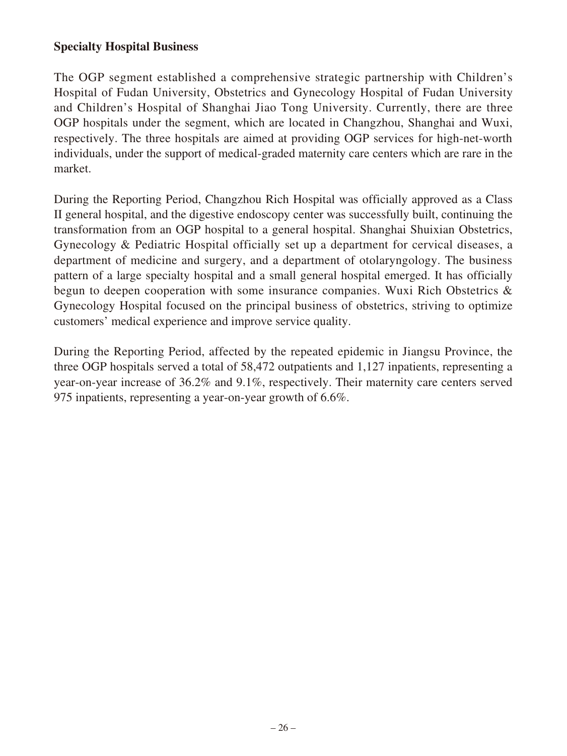**Specialty Hospital Business**

The OGP segment established a comprehensive strategic partnership with Children's Hospital of Fudan University, Obstetrics and Gynecology Hospital of Fudan University and Children's Hospital of Shanghai Jiao Tong University. Currently, there are three OGP hospitals under the segment, which are located in Changzhou, Shanghai and Wuxi, respectively. The three hospitals are aimed at providing OGP services for high-net-worth individuals, under the support of medical-graded maternity care centers which are rare in the market.

During the Reporting Period, Changzhou Rich Hospital was officially approved as a Class II general hospital, and the digestive endoscopy center was successfully built, continuing the transformation from an OGP hospital to a general hospital. Shanghai Shuixian Obstetrics, Gynecology & Pediatric Hospital officially set up a department for cervical diseases, a department of medicine and surgery, and a department of otolaryngology. The business pattern of a large specialty hospital and a small general hospital emerged. It has officially begun to deepen cooperation with some insurance companies. Wuxi Rich Obstetrics & Gynecology Hospital focused on the principal business of obstetrics, striving to optimize customers' medical experience and improve service quality.

During the Reporting Period, affected by the repeated epidemic in Jiangsu Province, the three OGP hospitals served a total of 58,472 outpatients and 1,127 inpatients, representing a year-on-year increase of 36.2% and 9.1%, respectively. Their maternity care centers served 975 inpatients, representing a year-on-year growth of 6.6%.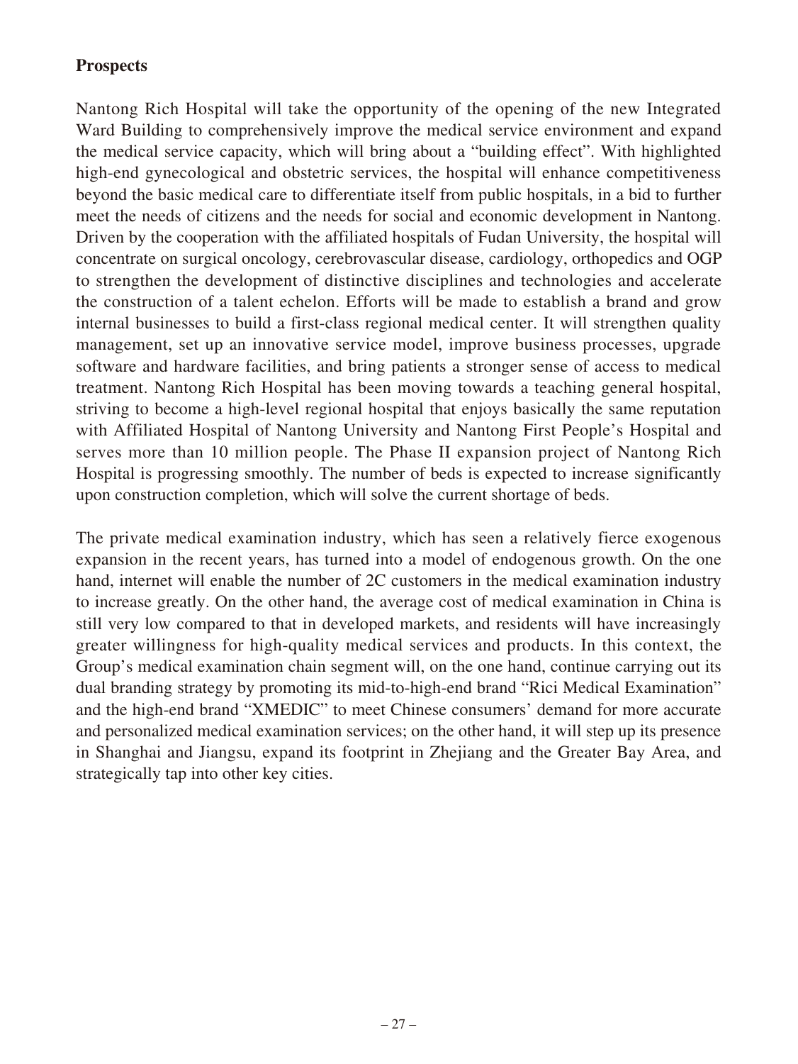**Prospects**

Nantong Rich Hospital will take the opportunity of the opening of the new Integrated Ward Building to comprehensively improve the medical service environment and expand the medical service capacity, which will bring about a "building effect". With highlighted high-end gynecological and obstetric services, the hospital will enhance competitiveness beyond the basic medical care to differentiate itself from public hospitals, in a bid to further meet the needs of citizens and the needs for social and economic development in Nantong. Driven by the cooperation with the affiliated hospitals of Fudan University, the hospital will concentrate on surgical oncology, cerebrovascular disease, cardiology, orthopedics and OGP to strengthen the development of distinctive disciplines and technologies and accelerate the construction of a talent echelon. Efforts will be made to establish a brand and grow internal businesses to build a first-class regional medical center. It will strengthen quality management, set up an innovative service model, improve business processes, upgrade software and hardware facilities, and bring patients a stronger sense of access to medical treatment. Nantong Rich Hospital has been moving towards a teaching general hospital, striving to become a high-level regional hospital that enjoys basically the same reputation with Affiliated Hospital of Nantong University and Nantong First People's Hospital and serves more than 10 million people. The Phase II expansion project of Nantong Rich Hospital is progressing smoothly. The number of beds is expected to increase significantly upon construction completion, which will solve the current shortage of beds.

The private medical examination industry, which has seen a relatively fierce exogenous expansion in the recent years, has turned into a model of endogenous growth. On the one hand, internet will enable the number of 2C customers in the medical examination industry to increase greatly. On the other hand, the average cost of medical examination in China is still very low compared to that in developed markets, and residents will have increasingly greater willingness for high-quality medical services and products. In this context, the Group's medical examination chain segment will, on the one hand, continue carrying out its dual branding strategy by promoting its mid-to-high-end brand "Rici Medical Examination" and the high-end brand "XMEDIC" to meet Chinese consumers' demand for more accurate and personalized medical examination services; on the other hand, it will step up its presence in Shanghai and Jiangsu, expand its footprint in Zhejiang and the Greater Bay Area, and strategically tap into other key cities.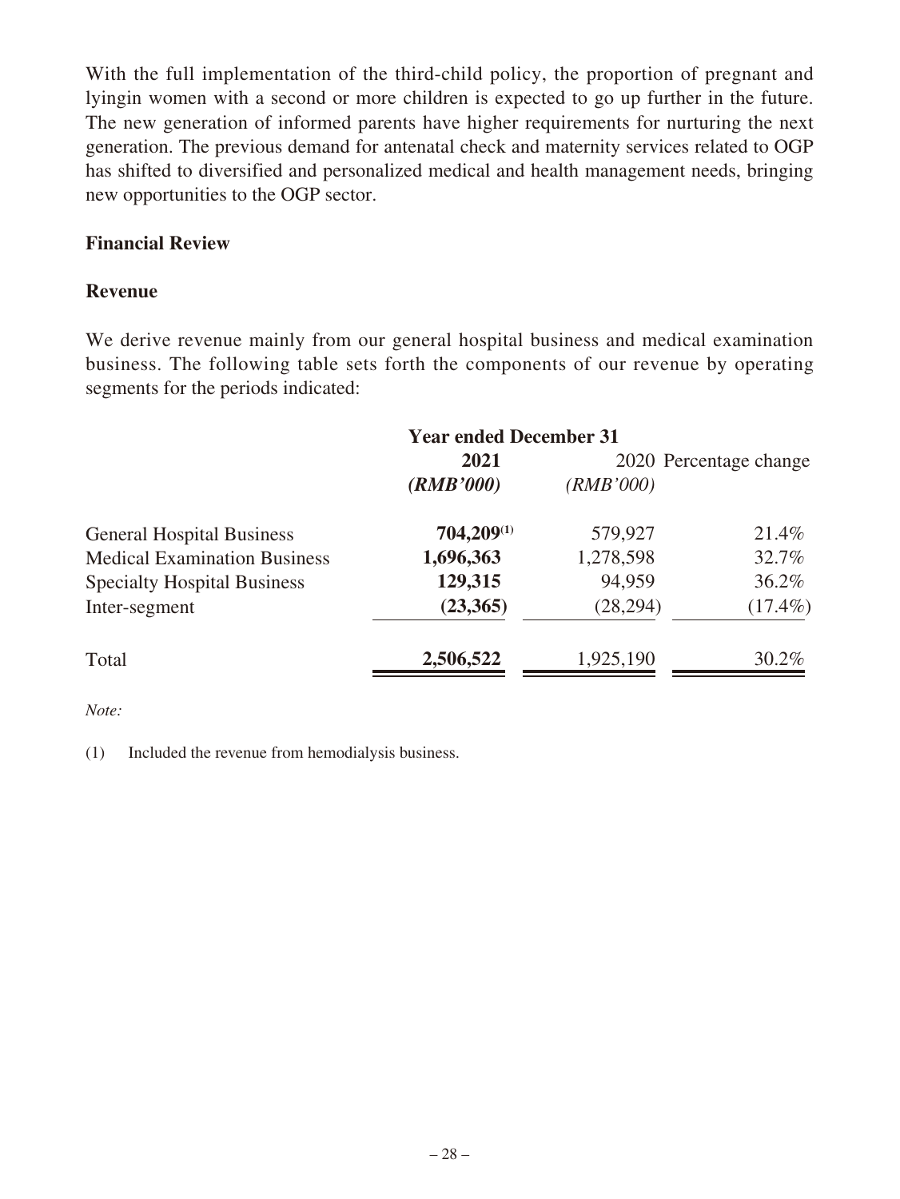With the full implementation of the third-child policy, the proportion of pregnant and lyingin women with a second or more children is expected to go up further in the future. The new generation of informed parents have higher requirements for nurturing the next generation. The previous demand for antenatal check and maternity services related to OGP has shifted to diversified and personalized medical and health management needs, bringing new opportunities to the OGP sector.

**Financial Review**

**Revenue**

We derive revenue mainly from our general hospital business and medical examination business. The following table sets forth the components of our revenue by operating segments for the periods indicated:

| | Year ended December 31 | | |
|---|---|---|---|
| | **2021** | 2020 | Percentage change |
| | ***(RMB'000)*** | *(RMB'000)* | |
| General Hospital Business | **704,209**[(1)] | 579,927 | 21.4% |
| Medical Examination Business | **1,696,363** | 1,278,598 | 32.7% |
| Specialty Hospital Business | **129,315** | 94,959 | 36.2% |
| Inter-segment | **(23,365)** | (28,294) | (17.4%) |
| Total | **2,506,522** | 1,925,190 | 30.2% |

*Note:*

(1) Included the revenue from hemodialysis business.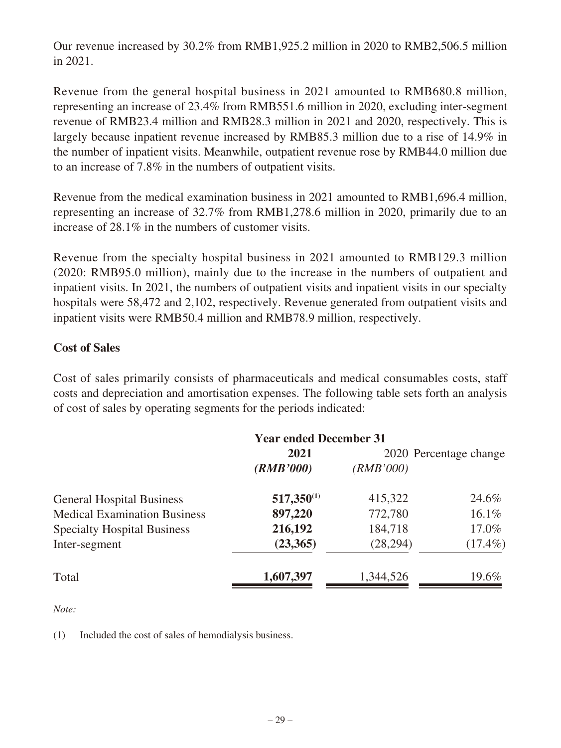Our revenue increased by 30.2% from RMB1,925.2 million in 2020 to RMB2,506.5 million in 2021.

Revenue from the general hospital business in 2021 amounted to RMB680.8 million, representing an increase of 23.4% from RMB551.6 million in 2020, excluding inter-segment revenue of RMB23.4 million and RMB28.3 million in 2021 and 2020, respectively. This is largely because inpatient revenue increased by RMB85.3 million due to a rise of 14.9% in the number of inpatient visits. Meanwhile, outpatient revenue rose by RMB44.0 million due to an increase of 7.8% in the numbers of outpatient visits.

Revenue from the medical examination business in 2021 amounted to RMB1,696.4 million, representing an increase of 32.7% from RMB1,278.6 million in 2020, primarily due to an increase of 28.1% in the numbers of customer visits.

Revenue from the specialty hospital business in 2021 amounted to RMB129.3 million (2020: RMB95.0 million), mainly due to the increase in the numbers of outpatient and inpatient visits. In 2021, the numbers of outpatient visits and inpatient visits in our specialty hospitals were 58,472 and 2,102, respectively. Revenue generated from outpatient visits and inpatient visits were RMB50.4 million and RMB78.9 million, respectively.

**Cost of Sales**

Cost of sales primarily consists of pharmaceuticals and medical consumables costs, staff costs and depreciation and amortisation expenses. The following table sets forth an analysis of cost of sales by operating segments for the periods indicated:

| | Year ended December 31 | | |
|---|---|---|---|
| | **2021** | 2020 | Percentage change |
| | ***(RMB'000)*** | *(RMB'000)* | |
| General Hospital Business | **517,350**[(1)] | 415,322 | 24.6% |
| Medical Examination Business | **897,220** | 772,780 | 16.1% |
| Specialty Hospital Business | **216,192** | 184,718 | 17.0% |
| Inter-segment | **(23,365)** | (28,294) | (17.4%) |
| Total | **1,607,397** | 1,344,526 | 19.6% |

*Note:*

(1) Included the cost of sales of hemodialysis business.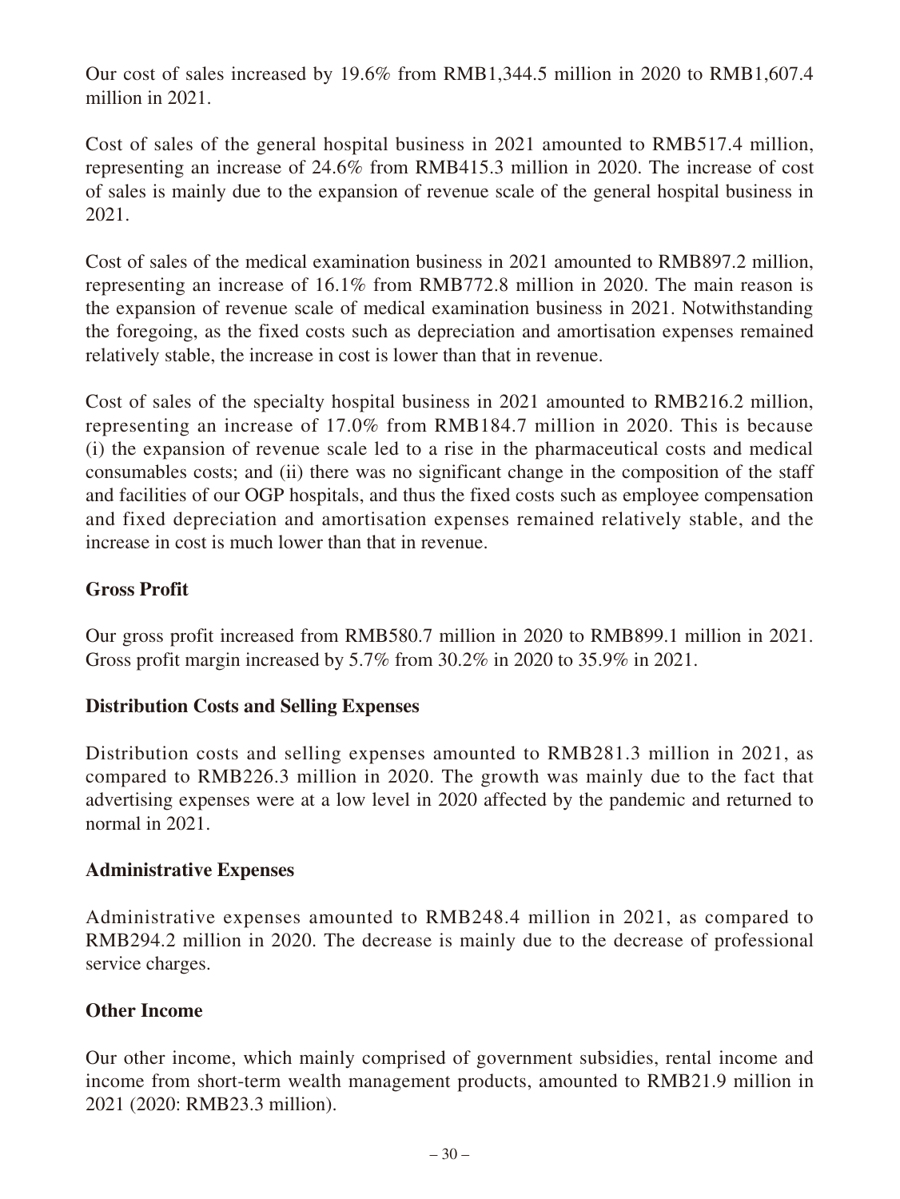Our cost of sales increased by 19.6% from RMB1,344.5 million in 2020 to RMB1,607.4 million in 2021.

Cost of sales of the general hospital business in 2021 amounted to RMB517.4 million, representing an increase of 24.6% from RMB415.3 million in 2020. The increase of cost of sales is mainly due to the expansion of revenue scale of the general hospital business in 2021.

Cost of sales of the medical examination business in 2021 amounted to RMB897.2 million, representing an increase of 16.1% from RMB772.8 million in 2020. The main reason is the expansion of revenue scale of medical examination business in 2021. Notwithstanding the foregoing, as the fixed costs such as depreciation and amortisation expenses remained relatively stable, the increase in cost is lower than that in revenue.

Cost of sales of the specialty hospital business in 2021 amounted to RMB216.2 million, representing an increase of 17.0% from RMB184.7 million in 2020. This is because (i) the expansion of revenue scale led to a rise in the pharmaceutical costs and medical consumables costs; and (ii) there was no significant change in the composition of the staff and facilities of our OGP hospitals, and thus the fixed costs such as employee compensation and fixed depreciation and amortisation expenses remained relatively stable, and the increase in cost is much lower than that in revenue.

## Gross Profit

Our gross profit increased from RMB580.7 million in 2020 to RMB899.1 million in 2021. Gross profit margin increased by 5.7% from 30.2% in 2020 to 35.9% in 2021.

## Distribution Costs and Selling Expenses

Distribution costs and selling expenses amounted to RMB281.3 million in 2021, as compared to RMB226.3 million in 2020. The growth was mainly due to the fact that advertising expenses were at a low level in 2020 affected by the pandemic and returned to normal in 2021.

## Administrative Expenses

Administrative expenses amounted to RMB248.4 million in 2021, as compared to RMB294.2 million in 2020. The decrease is mainly due to the decrease of professional service charges.

## Other Income

Our other income, which mainly comprised of government subsidies, rental income and income from short-term wealth management products, amounted to RMB21.9 million in 2021 (2020: RMB23.3 million).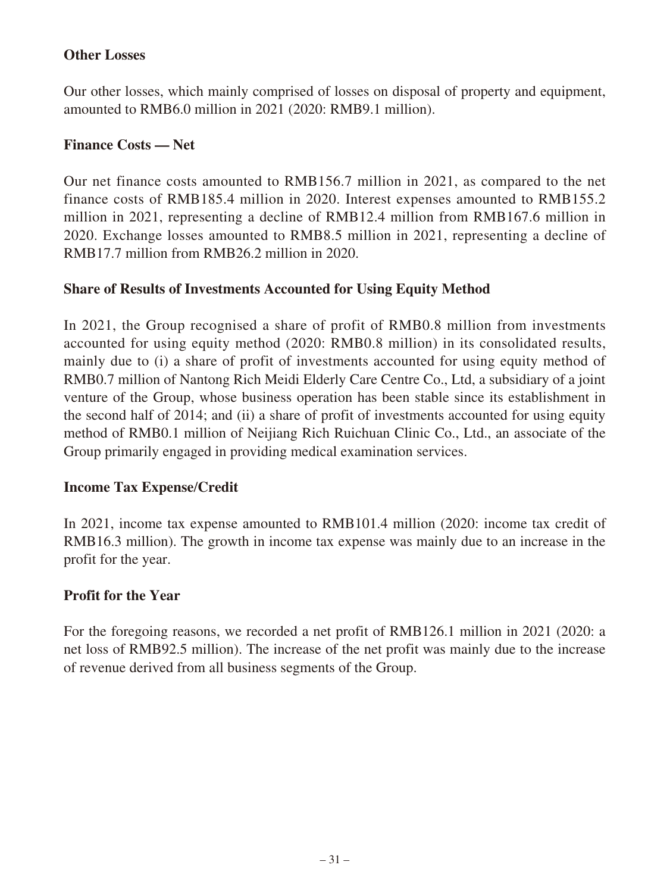### Other Losses

Our other losses, which mainly comprised of losses on disposal of property and equipment, amounted to RMB6.0 million in 2021 (2020: RMB9.1 million).

### Finance Costs — Net

Our net finance costs amounted to RMB156.7 million in 2021, as compared to the net finance costs of RMB185.4 million in 2020. Interest expenses amounted to RMB155.2 million in 2021, representing a decline of RMB12.4 million from RMB167.6 million in 2020. Exchange losses amounted to RMB8.5 million in 2021, representing a decline of RMB17.7 million from RMB26.2 million in 2020.

### Share of Results of Investments Accounted for Using Equity Method

In 2021, the Group recognised a share of profit of RMB0.8 million from investments accounted for using equity method (2020: RMB0.8 million) in its consolidated results, mainly due to (i) a share of profit of investments accounted for using equity method of RMB0.7 million of Nantong Rich Meidi Elderly Care Centre Co., Ltd, a subsidiary of a joint venture of the Group, whose business operation has been stable since its establishment in the second half of 2014; and (ii) a share of profit of investments accounted for using equity method of RMB0.1 million of Neijiang Rich Ruichuan Clinic Co., Ltd., an associate of the Group primarily engaged in providing medical examination services.

### Income Tax Expense/Credit

In 2021, income tax expense amounted to RMB101.4 million (2020: income tax credit of RMB16.3 million). The growth in income tax expense was mainly due to an increase in the profit for the year.

### Profit for the Year

For the foregoing reasons, we recorded a net profit of RMB126.1 million in 2021 (2020: a net loss of RMB92.5 million). The increase of the net profit was mainly due to the increase of revenue derived from all business segments of the Group.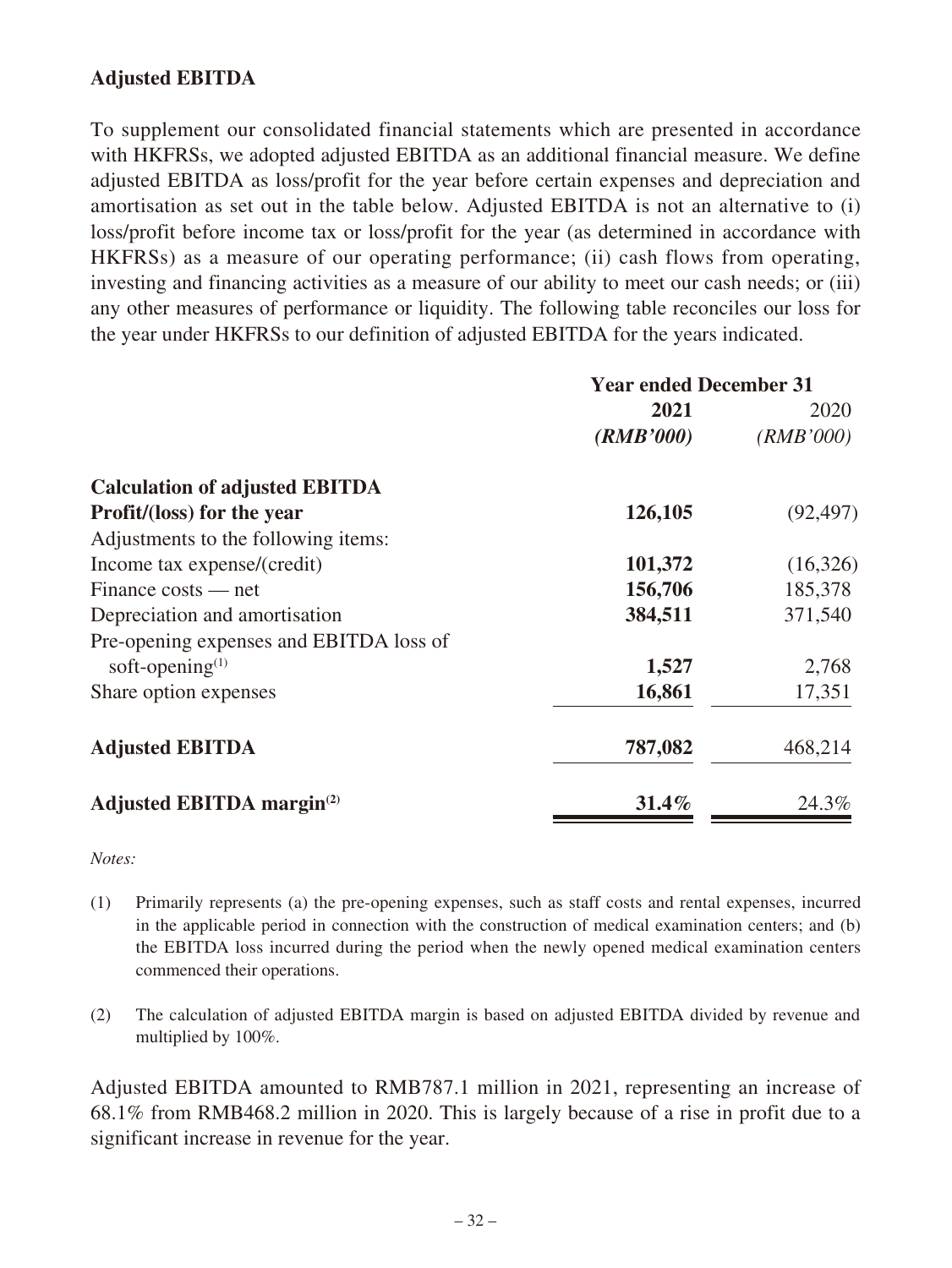## Adjusted EBITDA

To supplement our consolidated financial statements which are presented in accordance with HKFRSs, we adopted adjusted EBITDA as an additional financial measure. We define adjusted EBITDA as loss/profit for the year before certain expenses and depreciation and amortisation as set out in the table below. Adjusted EBITDA is not an alternative to (i) loss/profit before income tax or loss/profit for the year (as determined in accordance with HKFRSs) as a measure of our operating performance; (ii) cash flows from operating, investing and financing activities as a measure of our ability to meet our cash needs; or (iii) any other measures of performance or liquidity. The following table reconciles our loss for the year under HKFRSs to our definition of adjusted EBITDA for the years indicated.

| | Year ended December 31 | |
|---|---|---|
| | **2021** | 2020 |
| | ***(RMB'000)*** | *(RMB'000)* |
| **Calculation of adjusted EBITDA** | | |
| **Profit/(loss) for the year** | **126,105** | (92,497) |
| Adjustments to the following items: | | |
| Income tax expense/(credit) | **101,372** | (16,326) |
| Finance costs — net | **156,706** | 185,378 |
| Depreciation and amortisation | **384,511** | 371,540 |
| Pre-opening expenses and EBITDA loss of soft-opening[(1)] | **1,527** | 2,768 |
| Share option expenses | **16,861** | 17,351 |
| **Adjusted EBITDA** | **787,082** | 468,214 |
| **Adjusted EBITDA margin[(2)]** | **31.4%** | 24.3% |

*Notes:*

(1) Primarily represents (a) the pre-opening expenses, such as staff costs and rental expenses, incurred in the applicable period in connection with the construction of medical examination centers; and (b) the EBITDA loss incurred during the period when the newly opened medical examination centers commenced their operations.

(2) The calculation of adjusted EBITDA margin is based on adjusted EBITDA divided by revenue and multiplied by 100%.

Adjusted EBITDA amounted to RMB787.1 million in 2021, representing an increase of 68.1% from RMB468.2 million in 2020. This is largely because of a rise in profit due to a significant increase in revenue for the year.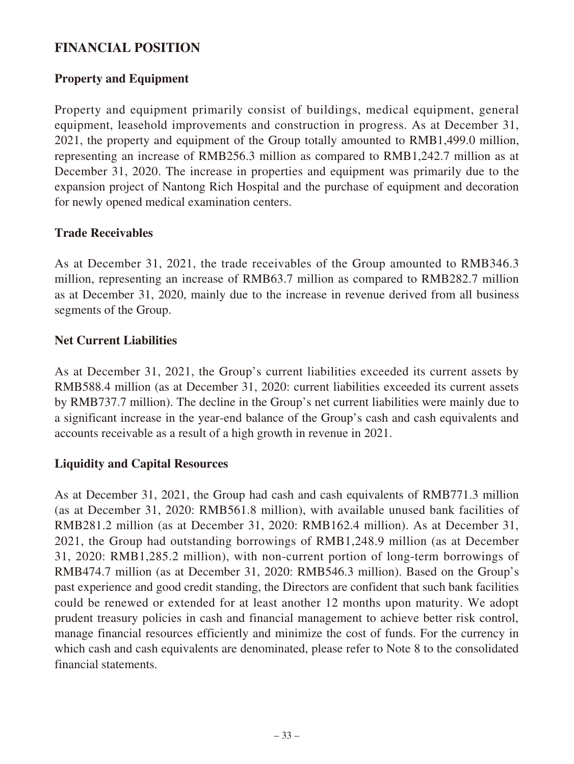## FINANCIAL POSITION

### Property and Equipment

Property and equipment primarily consist of buildings, medical equipment, general equipment, leasehold improvements and construction in progress. As at December 31, 2021, the property and equipment of the Group totally amounted to RMB1,499.0 million, representing an increase of RMB256.3 million as compared to RMB1,242.7 million as at December 31, 2020. The increase in properties and equipment was primarily due to the expansion project of Nantong Rich Hospital and the purchase of equipment and decoration for newly opened medical examination centers.

### Trade Receivables

As at December 31, 2021, the trade receivables of the Group amounted to RMB346.3 million, representing an increase of RMB63.7 million as compared to RMB282.7 million as at December 31, 2020, mainly due to the increase in revenue derived from all business segments of the Group.

### Net Current Liabilities

As at December 31, 2021, the Group's current liabilities exceeded its current assets by RMB588.4 million (as at December 31, 2020: current liabilities exceeded its current assets by RMB737.7 million). The decline in the Group's net current liabilities were mainly due to a significant increase in the year-end balance of the Group's cash and cash equivalents and accounts receivable as a result of a high growth in revenue in 2021.

### Liquidity and Capital Resources

As at December 31, 2021, the Group had cash and cash equivalents of RMB771.3 million (as at December 31, 2020: RMB561.8 million), with available unused bank facilities of RMB281.2 million (as at December 31, 2020: RMB162.4 million). As at December 31, 2021, the Group had outstanding borrowings of RMB1,248.9 million (as at December 31, 2020: RMB1,285.2 million), with non-current portion of long-term borrowings of RMB474.7 million (as at December 31, 2020: RMB546.3 million). Based on the Group's past experience and good credit standing, the Directors are confident that such bank facilities could be renewed or extended for at least another 12 months upon maturity. We adopt prudent treasury policies in cash and financial management to achieve better risk control, manage financial resources efficiently and minimize the cost of funds. For the currency in which cash and cash equivalents are denominated, please refer to Note 8 to the consolidated financial statements.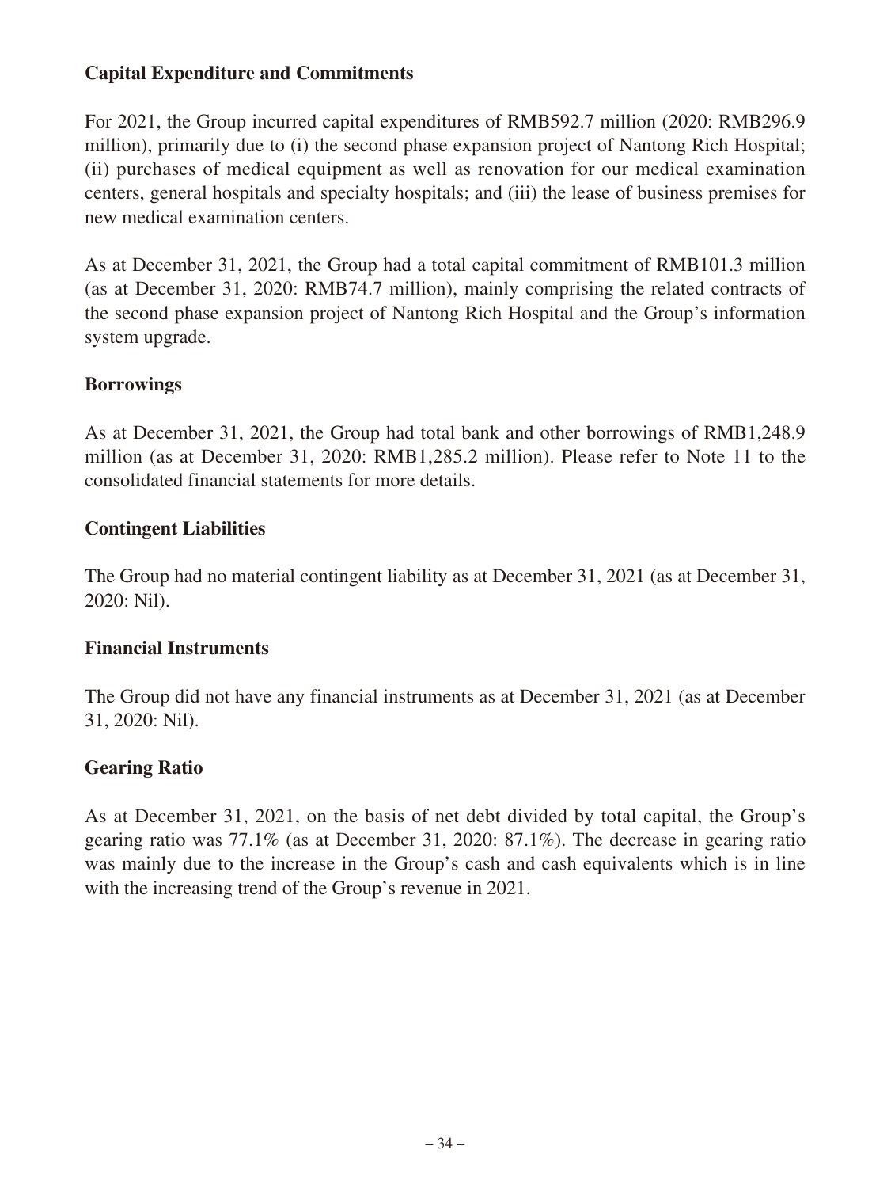**Capital Expenditure and Commitments**

For 2021, the Group incurred capital expenditures of RMB592.7 million (2020: RMB296.9 million), primarily due to (i) the second phase expansion project of Nantong Rich Hospital; (ii) purchases of medical equipment as well as renovation for our medical examination centers, general hospitals and specialty hospitals; and (iii) the lease of business premises for new medical examination centers.

As at December 31, 2021, the Group had a total capital commitment of RMB101.3 million (as at December 31, 2020: RMB74.7 million), mainly comprising the related contracts of the second phase expansion project of Nantong Rich Hospital and the Group's information system upgrade.

**Borrowings**

As at December 31, 2021, the Group had total bank and other borrowings of RMB1,248.9 million (as at December 31, 2020: RMB1,285.2 million). Please refer to Note 11 to the consolidated financial statements for more details.

**Contingent Liabilities**

The Group had no material contingent liability as at December 31, 2021 (as at December 31, 2020: Nil).

**Financial Instruments**

The Group did not have any financial instruments as at December 31, 2021 (as at December 31, 2020: Nil).

**Gearing Ratio**

As at December 31, 2021, on the basis of net debt divided by total capital, the Group's gearing ratio was 77.1% (as at December 31, 2020: 87.1%). The decrease in gearing ratio was mainly due to the increase in the Group's cash and cash equivalents which is in line with the increasing trend of the Group's revenue in 2021.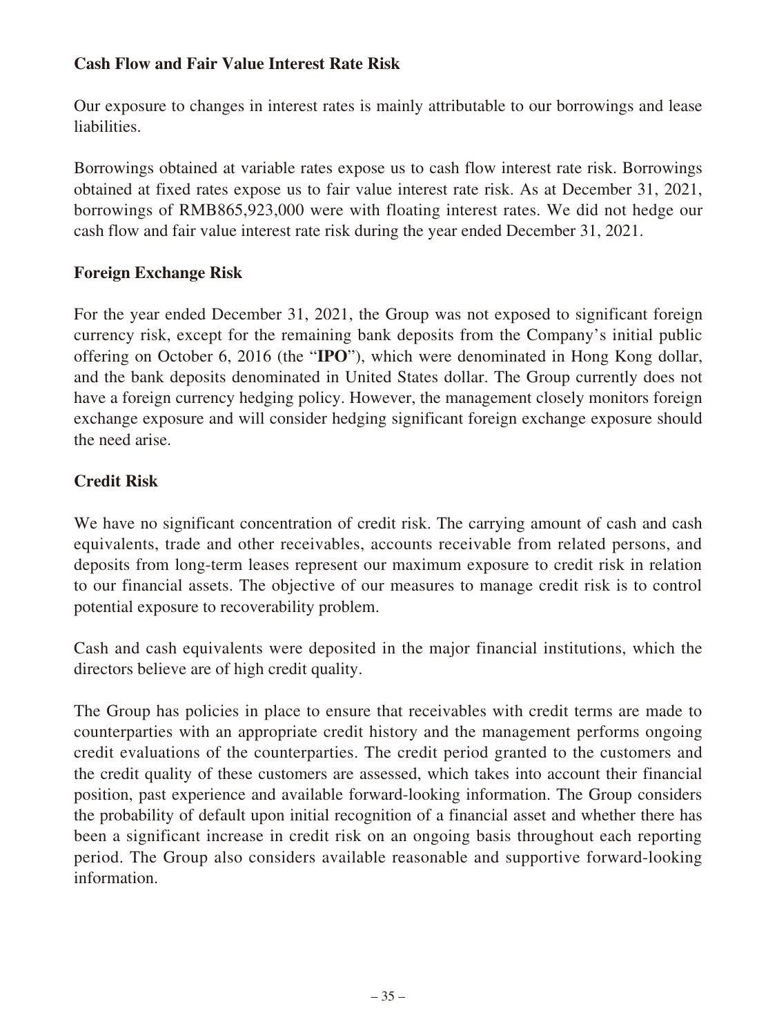**Cash Flow and Fair Value Interest Rate Risk**

Our exposure to changes in interest rates is mainly attributable to our borrowings and lease liabilities.

Borrowings obtained at variable rates expose us to cash flow interest rate risk. Borrowings obtained at fixed rates expose us to fair value interest rate risk. As at December 31, 2021, borrowings of RMB865,923,000 were with floating interest rates. We did not hedge our cash flow and fair value interest rate risk during the year ended December 31, 2021.

**Foreign Exchange Risk**

For the year ended December 31, 2021, the Group was not exposed to significant foreign currency risk, except for the remaining bank deposits from the Company's initial public offering on October 6, 2016 (the "**IPO**"), which were denominated in Hong Kong dollar, and the bank deposits denominated in United States dollar. The Group currently does not have a foreign currency hedging policy. However, the management closely monitors foreign exchange exposure and will consider hedging significant foreign exchange exposure should the need arise.

**Credit Risk**

We have no significant concentration of credit risk. The carrying amount of cash and cash equivalents, trade and other receivables, accounts receivable from related persons, and deposits from long-term leases represent our maximum exposure to credit risk in relation to our financial assets. The objective of our measures to manage credit risk is to control potential exposure to recoverability problem.

Cash and cash equivalents were deposited in the major financial institutions, which the directors believe are of high credit quality.

The Group has policies in place to ensure that receivables with credit terms are made to counterparties with an appropriate credit history and the management performs ongoing credit evaluations of the counterparties. The credit period granted to the customers and the credit quality of these customers are assessed, which takes into account their financial position, past experience and available forward-looking information. The Group considers the probability of default upon initial recognition of a financial asset and whether there has been a significant increase in credit risk on an ongoing basis throughout each reporting period. The Group also considers available reasonable and supportive forward-looking information.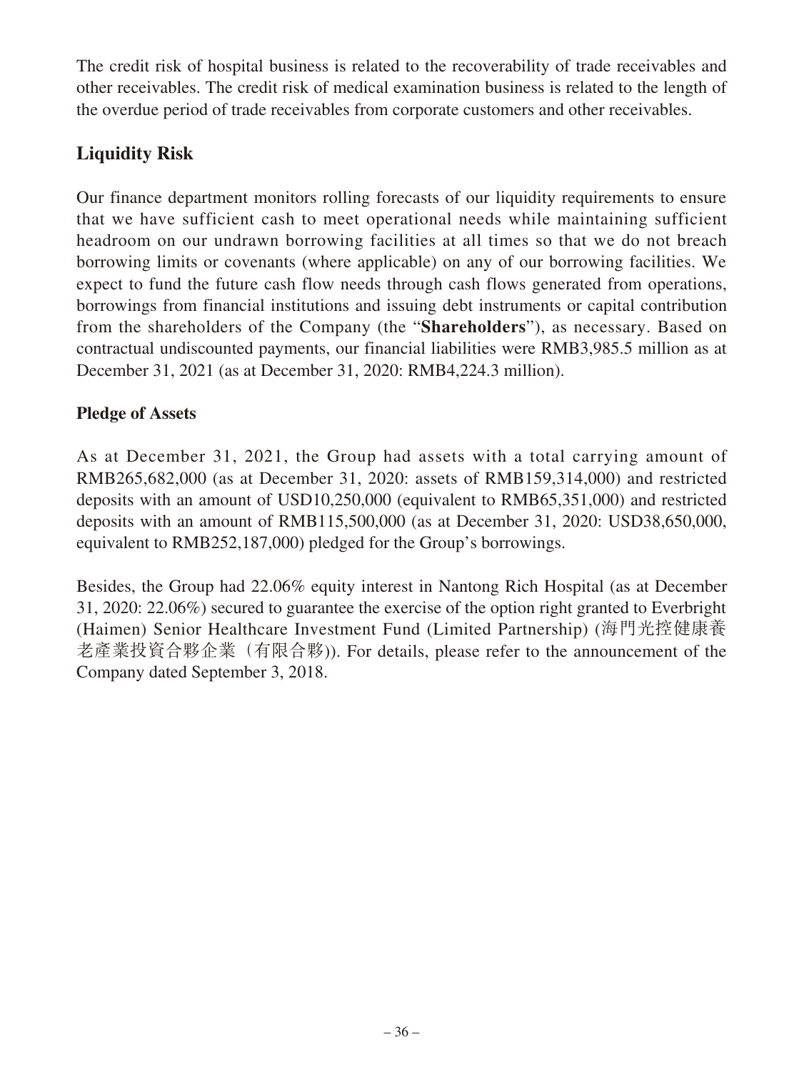The credit risk of hospital business is related to the recoverability of trade receivables and other receivables. The credit risk of medical examination business is related to the length of the overdue period of trade receivables from corporate customers and other receivables.

## Liquidity Risk

Our finance department monitors rolling forecasts of our liquidity requirements to ensure that we have sufficient cash to meet operational needs while maintaining sufficient headroom on our undrawn borrowing facilities at all times so that we do not breach borrowing limits or covenants (where applicable) on any of our borrowing facilities. We expect to fund the future cash flow needs through cash flows generated from operations, borrowings from financial institutions and issuing debt instruments or capital contribution from the shareholders of the Company (the "**Shareholders**"), as necessary. Based on contractual undiscounted payments, our financial liabilities were RMB3,985.5 million as at December 31, 2021 (as at December 31, 2020: RMB4,224.3 million).

### Pledge of Assets

As at December 31, 2021, the Group had assets with a total carrying amount of RMB265,682,000 (as at December 31, 2020: assets of RMB159,314,000) and restricted deposits with an amount of USD10,250,000 (equivalent to RMB65,351,000) and restricted deposits with an amount of RMB115,500,000 (as at December 31, 2020: USD38,650,000, equivalent to RMB252,187,000) pledged for the Group's borrowings.

Besides, the Group had 22.06% equity interest in Nantong Rich Hospital (as at December 31, 2020: 22.06%) secured to guarantee the exercise of the option right granted to Everbright (Haimen) Senior Healthcare Investment Fund (Limited Partnership) (海門光控健康養老產業投資合夥企業（有限合夥）). For details, please refer to the announcement of the Company dated September 3, 2018.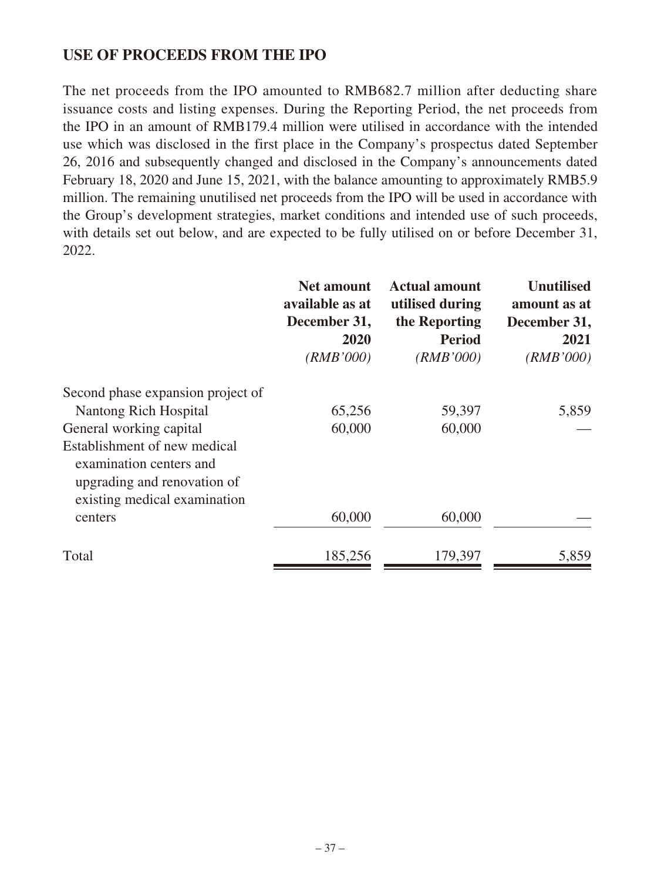## USE OF PROCEEDS FROM THE IPO

The net proceeds from the IPO amounted to RMB682.7 million after deducting share issuance costs and listing expenses. During the Reporting Period, the net proceeds from the IPO in an amount of RMB179.4 million were utilised in accordance with the intended use which was disclosed in the first place in the Company's prospectus dated September 26, 2016 and subsequently changed and disclosed in the Company's announcements dated February 18, 2020 and June 15, 2021, with the balance amounting to approximately RMB5.9 million. The remaining unutilised net proceeds from the IPO will be used in accordance with the Group's development strategies, market conditions and intended use of such proceeds, with details set out below, and are expected to be fully utilised on or before December 31, 2022.

| | **Net amount available as at December 31, 2020** *(RMB'000)* | **Actual amount utilised during the Reporting Period** *(RMB'000)* | **Unutilised amount as at December 31, 2021** *(RMB'000)* |
|---|---|---|---|
| Second phase expansion project of Nantong Rich Hospital | 65,256 | 59,397 | 5,859 |
| General working capital | 60,000 | 60,000 | — |
| Establishment of new medical examination centers and upgrading and renovation of existing medical examination centers | 60,000 | 60,000 | — |
| Total | 185,256 | 179,397 | 5,859 |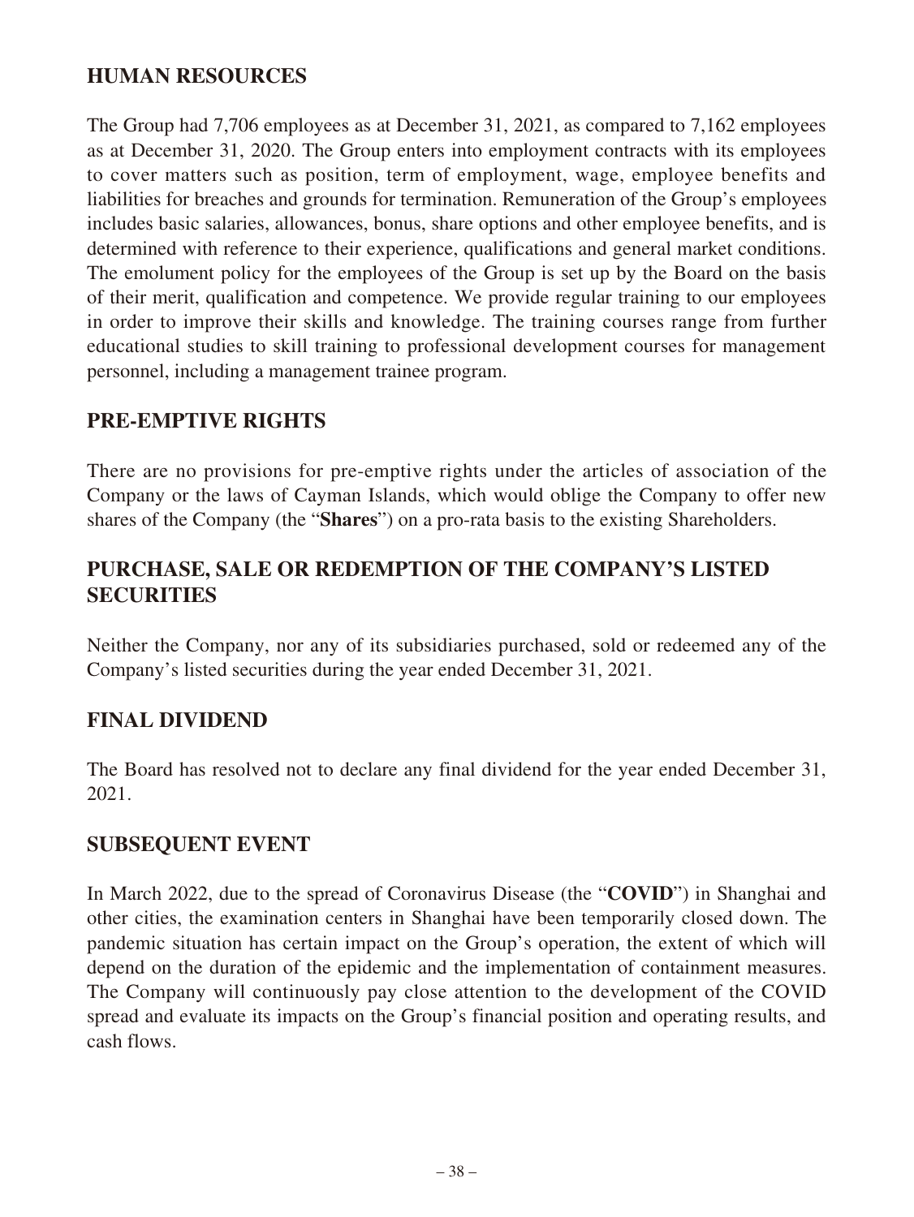## HUMAN RESOURCES

The Group had 7,706 employees as at December 31, 2021, as compared to 7,162 employees as at December 31, 2020. The Group enters into employment contracts with its employees to cover matters such as position, term of employment, wage, employee benefits and liabilities for breaches and grounds for termination. Remuneration of the Group's employees includes basic salaries, allowances, bonus, share options and other employee benefits, and is determined with reference to their experience, qualifications and general market conditions. The emolument policy for the employees of the Group is set up by the Board on the basis of their merit, qualification and competence. We provide regular training to our employees in order to improve their skills and knowledge. The training courses range from further educational studies to skill training to professional development courses for management personnel, including a management trainee program.

## PRE-EMPTIVE RIGHTS

There are no provisions for pre-emptive rights under the articles of association of the Company or the laws of Cayman Islands, which would oblige the Company to offer new shares of the Company (the "**Shares**") on a pro-rata basis to the existing Shareholders.

## PURCHASE, SALE OR REDEMPTION OF THE COMPANY'S LISTED SECURITIES

Neither the Company, nor any of its subsidiaries purchased, sold or redeemed any of the Company's listed securities during the year ended December 31, 2021.

## FINAL DIVIDEND

The Board has resolved not to declare any final dividend for the year ended December 31, 2021.

## SUBSEQUENT EVENT

In March 2022, due to the spread of Coronavirus Disease (the "**COVID**") in Shanghai and other cities, the examination centers in Shanghai have been temporarily closed down. The pandemic situation has certain impact on the Group's operation, the extent of which will depend on the duration of the epidemic and the implementation of containment measures. The Company will continuously pay close attention to the development of the COVID spread and evaluate its impacts on the Group's financial position and operating results, and cash flows.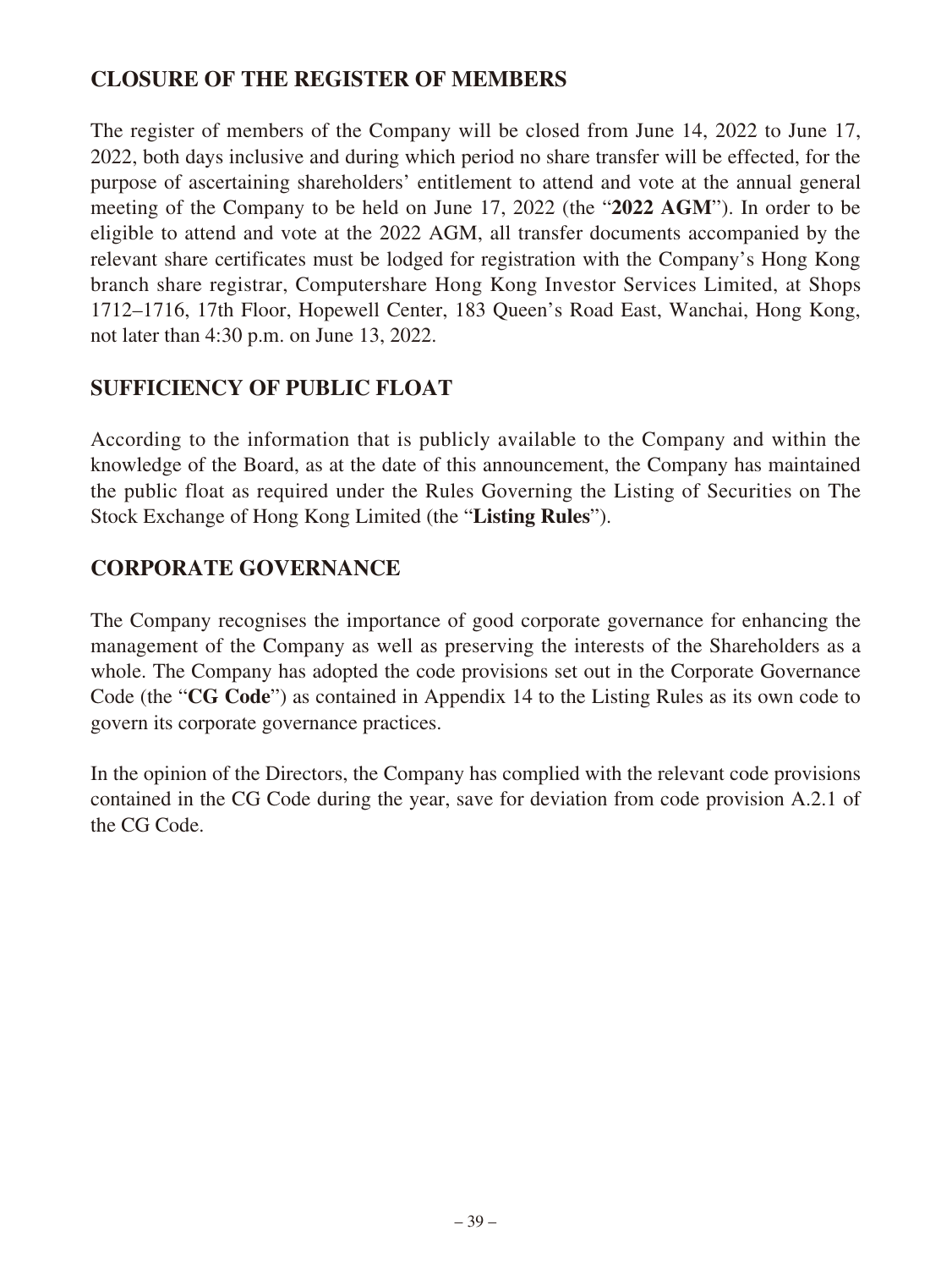## CLOSURE OF THE REGISTER OF MEMBERS

The register of members of the Company will be closed from June 14, 2022 to June 17, 2022, both days inclusive and during which period no share transfer will be effected, for the purpose of ascertaining shareholders' entitlement to attend and vote at the annual general meeting of the Company to be held on June 17, 2022 (the "**2022 AGM**"). In order to be eligible to attend and vote at the 2022 AGM, all transfer documents accompanied by the relevant share certificates must be lodged for registration with the Company's Hong Kong branch share registrar, Computershare Hong Kong Investor Services Limited, at Shops 1712–1716, 17th Floor, Hopewell Center, 183 Queen's Road East, Wanchai, Hong Kong, not later than 4:30 p.m. on June 13, 2022.

## SUFFICIENCY OF PUBLIC FLOAT

According to the information that is publicly available to the Company and within the knowledge of the Board, as at the date of this announcement, the Company has maintained the public float as required under the Rules Governing the Listing of Securities on The Stock Exchange of Hong Kong Limited (the "**Listing Rules**").

## CORPORATE GOVERNANCE

The Company recognises the importance of good corporate governance for enhancing the management of the Company as well as preserving the interests of the Shareholders as a whole. The Company has adopted the code provisions set out in the Corporate Governance Code (the "**CG Code**") as contained in Appendix 14 to the Listing Rules as its own code to govern its corporate governance practices.

In the opinion of the Directors, the Company has complied with the relevant code provisions contained in the CG Code during the year, save for deviation from code provision A.2.1 of the CG Code.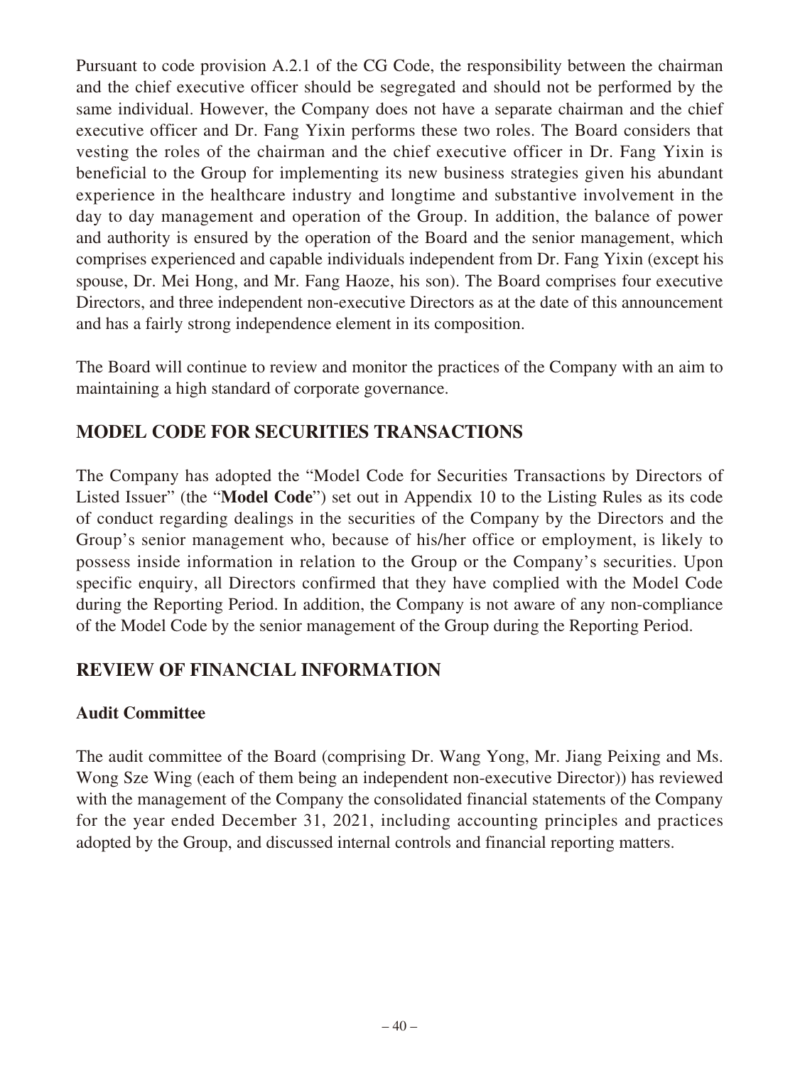Pursuant to code provision A.2.1 of the CG Code, the responsibility between the chairman and the chief executive officer should be segregated and should not be performed by the same individual. However, the Company does not have a separate chairman and the chief executive officer and Dr. Fang Yixin performs these two roles. The Board considers that vesting the roles of the chairman and the chief executive officer in Dr. Fang Yixin is beneficial to the Group for implementing its new business strategies given his abundant experience in the healthcare industry and longtime and substantive involvement in the day to day management and operation of the Group. In addition, the balance of power and authority is ensured by the operation of the Board and the senior management, which comprises experienced and capable individuals independent from Dr. Fang Yixin (except his spouse, Dr. Mei Hong, and Mr. Fang Haoze, his son). The Board comprises four executive Directors, and three independent non-executive Directors as at the date of this announcement and has a fairly strong independence element in its composition.

The Board will continue to review and monitor the practices of the Company with an aim to maintaining a high standard of corporate governance.

## MODEL CODE FOR SECURITIES TRANSACTIONS

The Company has adopted the "Model Code for Securities Transactions by Directors of Listed Issuer" (the "**Model Code**") set out in Appendix 10 to the Listing Rules as its code of conduct regarding dealings in the securities of the Company by the Directors and the Group's senior management who, because of his/her office or employment, is likely to possess inside information in relation to the Group or the Company's securities. Upon specific enquiry, all Directors confirmed that they have complied with the Model Code during the Reporting Period. In addition, the Company is not aware of any non-compliance of the Model Code by the senior management of the Group during the Reporting Period.

## REVIEW OF FINANCIAL INFORMATION

### Audit Committee

The audit committee of the Board (comprising Dr. Wang Yong, Mr. Jiang Peixing and Ms. Wong Sze Wing (each of them being an independent non-executive Director)) has reviewed with the management of the Company the consolidated financial statements of the Company for the year ended December 31, 2021, including accounting principles and practices adopted by the Group, and discussed internal controls and financial reporting matters.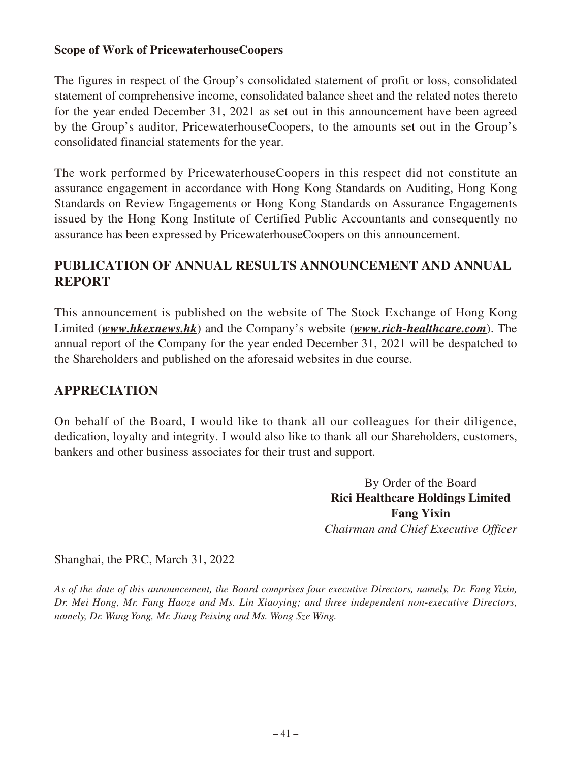**Scope of Work of PricewaterhouseCoopers**

The figures in respect of the Group's consolidated statement of profit or loss, consolidated statement of comprehensive income, consolidated balance sheet and the related notes thereto for the year ended December 31, 2021 as set out in this announcement have been agreed by the Group's auditor, PricewaterhouseCoopers, to the amounts set out in the Group's consolidated financial statements for the year.

The work performed by PricewaterhouseCoopers in this respect did not constitute an assurance engagement in accordance with Hong Kong Standards on Auditing, Hong Kong Standards on Review Engagements or Hong Kong Standards on Assurance Engagements issued by the Hong Kong Institute of Certified Public Accountants and consequently no assurance has been expressed by PricewaterhouseCoopers on this announcement.

## PUBLICATION OF ANNUAL RESULTS ANNOUNCEMENT AND ANNUAL REPORT

This announcement is published on the website of The Stock Exchange of Hong Kong Limited (***www.hkexnews.hk***) and the Company's website (***www.rich-healthcare.com***). The annual report of the Company for the year ended December 31, 2021 will be despatched to the Shareholders and published on the aforesaid websites in due course.

## APPRECIATION

On behalf of the Board, I would like to thank all our colleagues for their diligence, dedication, loyalty and integrity. I would also like to thank all our Shareholders, customers, bankers and other business associates for their trust and support.

By Order of the Board
**Rici Healthcare Holdings Limited**
**Fang Yixin**
*Chairman and Chief Executive Officer*

Shanghai, the PRC, March 31, 2022

*As of the date of this announcement, the Board comprises four executive Directors, namely, Dr. Fang Yixin, Dr. Mei Hong, Mr. Fang Haoze and Ms. Lin Xiaoying; and three independent non-executive Directors, namely, Dr. Wang Yong, Mr. Jiang Peixing and Ms. Wong Sze Wing.*